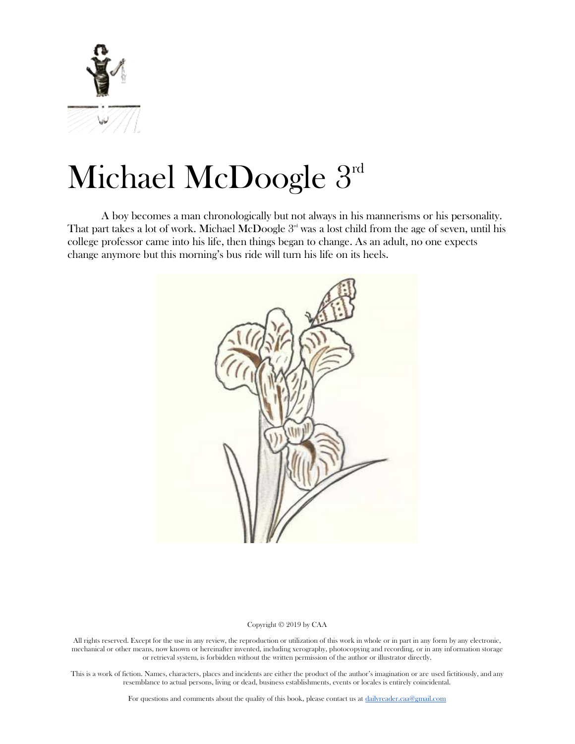# Michael McDoogle 3rd

A boy becomes a man chronologically but not always in his mannerisms or his personality. That part takes a lot of work. Michael McDoogle 3rd was a lost child from the age of seven, until his college professor came into his life, then things began to change. As an adult, no one expects change anymore but this morning's bus ride will turn his life on its heels.

Copyright © 2019 by CAA

All rights reserved. Except for the use in any review, the reproduction or utilization of this work in whole or in part in any form by any electronic, mechanical or other means, now known or hereinafter invented, including xerography, photocopying and recording, or in any information storage or retrieval system, is forbidden without the written permission of the author or illustrator directly.

This is a work of fiction. Names, characters, places and incidents are either the product of the author's imagination or are used fictitiously, and any resemblance to actual persons, living or dead, business establishments, events or locales is entirely coincidental.

For questions and comments about the quality of this book, please contact us at dailyreader.caa@gmail.com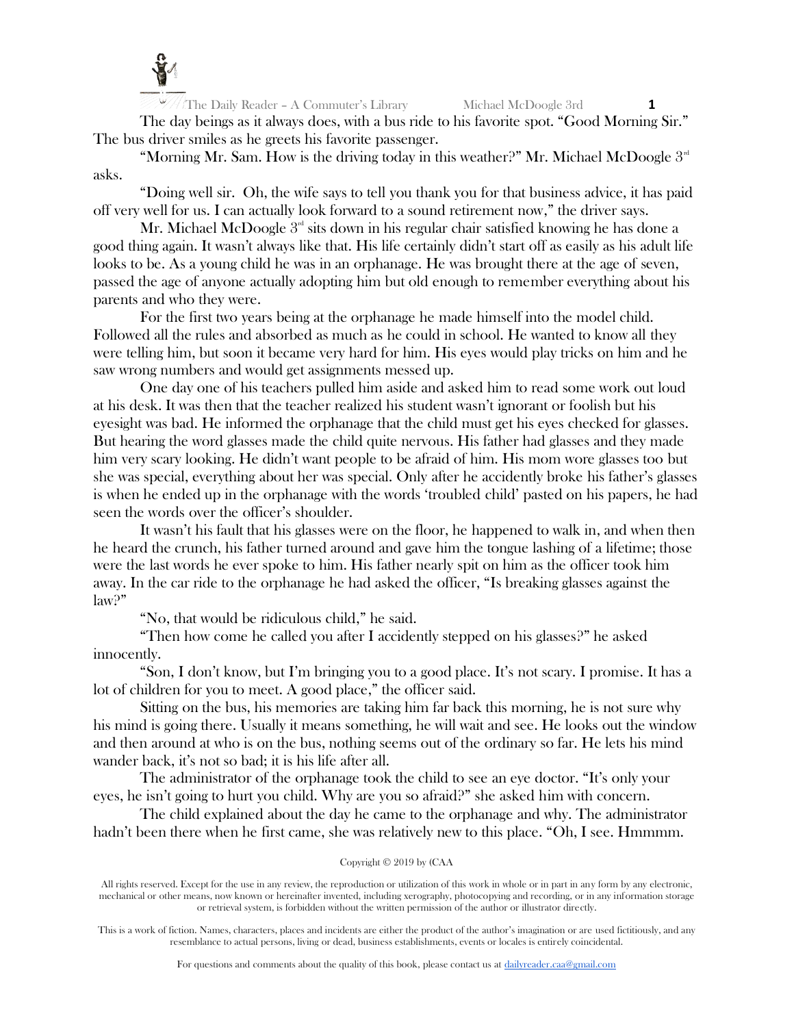The day beings as it always does, with a bus ride to his favorite spot. "Good Morning Sir." The bus driver smiles as he greets his favorite passenger.

"Morning Mr. Sam. How is the driving today in this weather?" Mr. Michael McDoogle 3rd asks.

"Doing well sir. Oh, the wife says to tell you thank you for that business advice, it has paid off very well for us. I can actually look forward to a sound retirement now," the driver says.

Mr. Michael McDoogle 3rd sits down in his regular chair satisfied knowing he has done a good thing again. It wasn't always like that. His life certainly didn't start off as easily as his adult life looks to be. As a young child he was in an orphanage. He was brought there at the age of seven, passed the age of anyone actually adopting him but old enough to remember everything about his parents and who they were.

For the first two years being at the orphanage he made himself into the model child. Followed all the rules and absorbed as much as he could in school. He wanted to know all they were telling him, but soon it became very hard for him. His eyes would play tricks on him and he saw wrong numbers and would get assignments messed up.

One day one of his teachers pulled him aside and asked him to read some work out loud at his desk. It was then that the teacher realized his student wasn't ignorant or foolish but his eyesight was bad. He informed the orphanage that the child must get his eyes checked for glasses. But hearing the word glasses made the child quite nervous. His father had glasses and they made him very scary looking. He didn't want people to be afraid of him. His mom wore glasses too but she was special, everything about her was special. Only after he accidently broke his father's glasses is when he ended up in the orphanage with the words 'troubled child' pasted on his papers, he had seen the words over the officer's shoulder.

It wasn't his fault that his glasses were on the floor, he happened to walk in, and when then he heard the crunch, his father turned around and gave him the tongue lashing of a lifetime; those were the last words he ever spoke to him. His father nearly spit on him as the officer took him away. In the car ride to the orphanage he had asked the officer, "Is breaking glasses against the law?"

"No, that would be ridiculous child," he said.

"Then how come he called you after I accidently stepped on his glasses?" he asked innocently.

"Son, I don't know, but I'm bringing you to a good place. It's not scary. I promise. It has a lot of children for you to meet. A good place," the officer said.

Sitting on the bus, his memories are taking him far back this morning, he is not sure why his mind is going there. Usually it means something, he will wait and see. He looks out the window and then around at who is on the bus, nothing seems out of the ordinary so far. He lets his mind wander back, it's not so bad; it is his life after all.

The administrator of the orphanage took the child to see an eye doctor. "It's only your eyes, he isn't going to hurt you child. Why are you so afraid?" she asked him with concern.

The child explained about the day he came to the orphanage and why. The administrator hadn't been there when he first came, she was relatively new to this place. "Oh, I see. Hmmmm.

Copyright © 2019 by (CAA

All rights reserved. Except for the use in any review, the reproduction or utilization of this work in whole or in part in any form by any electronic, mechanical or other means, now known or hereinafter invented, including xerography, photocopying and recording, or in any information storage or retrieval system, is forbidden without the written permission of the author or illustrator directly.

This is a work of fiction. Names, characters, places and incidents are either the product of the author's imagination or are used fictitiously, and any resemblance to actual persons, living or dead, business establishments, events or locales is entirely coincidental.

For questions and comments about the quality of this book, please contact us at dailyreader.caa@gmail.com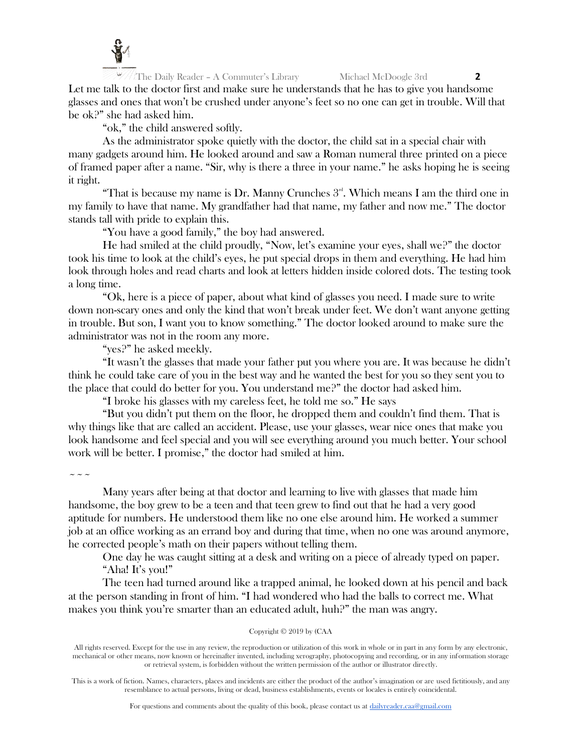Let me talk to the doctor first and make sure he understands that he has to give you handsome glasses and ones that won't be crushed under anyone's feet so no one can get in trouble. Will that be ok?" she had asked him.

"ok," the child answered softly.

As the administrator spoke quietly with the doctor, the child sat in a special chair with many gadgets around him. He looked around and saw a Roman numeral three printed on a piece of framed paper after a name. "Sir, why is there a three in your name." he asks hoping he is seeing it right.

"That is because my name is Dr. Manny Crunches 3rd. Which means I am the third one in my family to have that name. My grandfather had that name, my father and now me." The doctor stands tall with pride to explain this.

"You have a good family," the boy had answered.

He had smiled at the child proudly, "Now, let's examine your eyes, shall we?" the doctor took his time to look at the child's eyes, he put special drops in them and everything. He had him look through holes and read charts and look at letters hidden inside colored dots. The testing took a long time.

"Ok, here is a piece of paper, about what kind of glasses you need. I made sure to write down non-scary ones and only the kind that won't break under feet. We don't want anyone getting in trouble. But son, I want you to know something." The doctor looked around to make sure the administrator was not in the room any more.

"yes?" he asked meekly.

"It wasn't the glasses that made your father put you where you are. It was because he didn't think he could take care of you in the best way and he wanted the best for you so they sent you to the place that could do better for you. You understand me?" the doctor had asked him.

"I broke his glasses with my careless feet, he told me so." He says

"But you didn't put them on the floor, he dropped them and couldn't find them. That is why things like that are called an accident. Please, use your glasses, wear nice ones that make you look handsome and feel special and you will see everything around you much better. Your school work will be better. I promise," the doctor had smiled at him.

~ ~ ~

Many years after being at that doctor and learning to live with glasses that made him handsome, the boy grew to be a teen and that teen grew to find out that he had a very good aptitude for numbers. He understood them like no one else around him. He worked a summer job at an office working as an errand boy and during that time, when no one was around anymore, he corrected people's math on their papers without telling them.

One day he was caught sitting at a desk and writing on a piece of already typed on paper. "Aha! It's you!"

The teen had turned around like a trapped animal, he looked down at his pencil and back at the person standing in front of him. "I had wondered who had the balls to correct me. What makes you think you're smarter than an educated adult, huh?" the man was angry.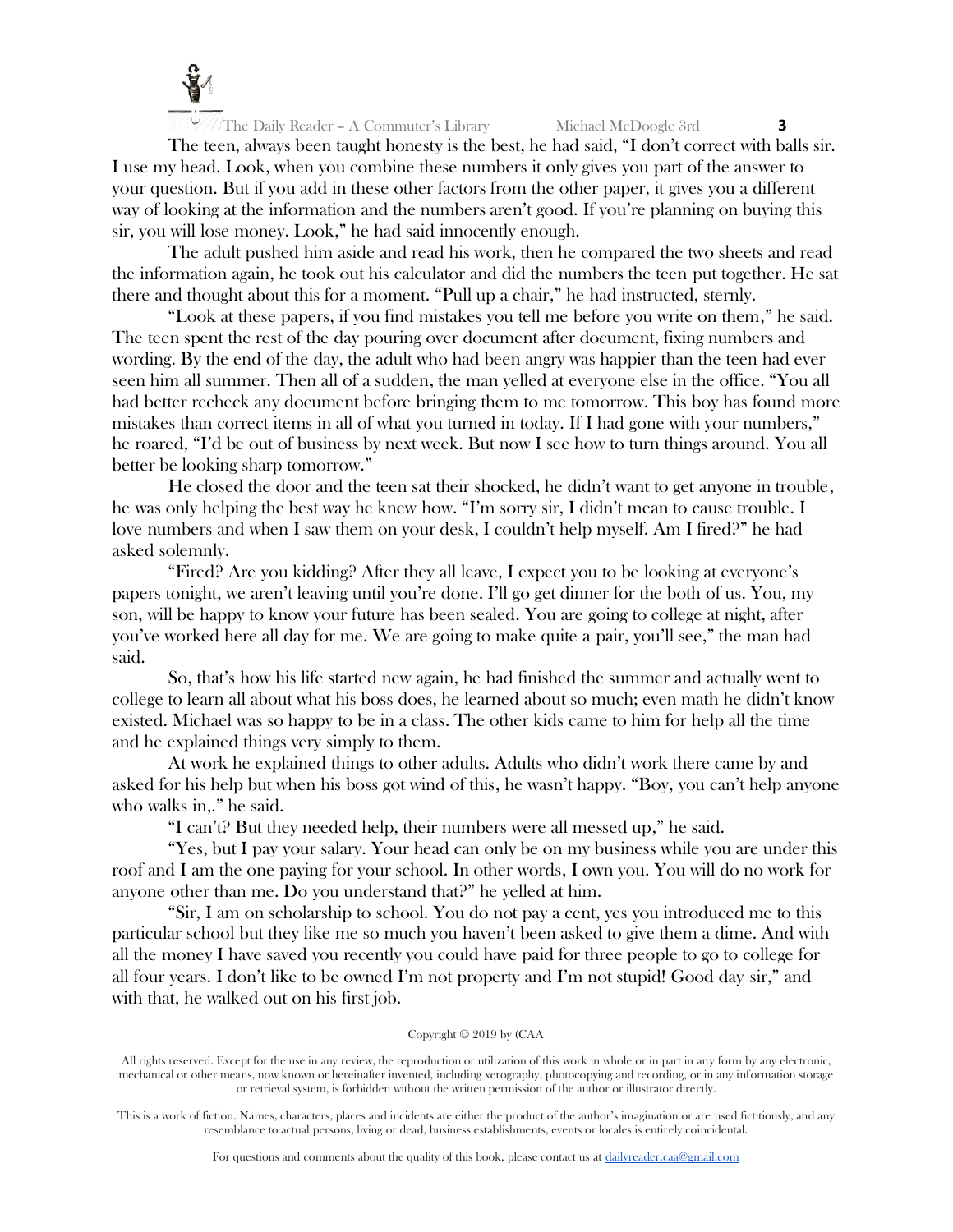The teen, always been taught honesty is the best, he had said, "I don't correct with balls sir. I use my head. Look, when you combine these numbers it only gives you part of the answer to your question. But if you add in these other factors from the other paper, it gives you a different way of looking at the information and the numbers aren't good. If you're planning on buying this sir, you will lose money. Look," he had said innocently enough.

The adult pushed him aside and read his work, then he compared the two sheets and read the information again, he took out his calculator and did the numbers the teen put together. He sat there and thought about this for a moment. "Pull up a chair," he had instructed, sternly.

"Look at these papers, if you find mistakes you tell me before you write on them," he said. The teen spent the rest of the day pouring over document after document, fixing numbers and wording. By the end of the day, the adult who had been angry was happier than the teen had ever seen him all summer. Then all of a sudden, the man yelled at everyone else in the office. "You all had better recheck any document before bringing them to me tomorrow. This boy has found more mistakes than correct items in all of what you turned in today. If I had gone with your numbers," he roared, "I'd be out of business by next week. But now I see how to turn things around. You all better be looking sharp tomorrow."

He closed the door and the teen sat their shocked, he didn't want to get anyone in trouble, he was only helping the best way he knew how. "I'm sorry sir, I didn't mean to cause trouble. I love numbers and when I saw them on your desk, I couldn't help myself. Am I fired?" he had asked solemnly.

"Fired? Are you kidding? After they all leave, I expect you to be looking at everyone's papers tonight, we aren't leaving until you're done. I'll go get dinner for the both of us. You, my son, will be happy to know your future has been sealed. You are going to college at night, after you've worked here all day for me. We are going to make quite a pair, you'll see," the man had said.

So, that's how his life started new again, he had finished the summer and actually went to college to learn all about what his boss does, he learned about so much; even math he didn't know existed. Michael was so happy to be in a class. The other kids came to him for help all the time and he explained things very simply to them.

At work he explained things to other adults. Adults who didn't work there came by and asked for his help but when his boss got wind of this, he wasn't happy. "Boy, you can't help anyone who walks in,." he said.

"I can't? But they needed help, their numbers were all messed up," he said.

"Yes, but I pay your salary. Your head can only be on my business while you are under this roof and I am the one paying for your school. In other words, I own you. You will do no work for anyone other than me. Do you understand that?" he yelled at him.

"Sir, I am on scholarship to school. You do not pay a cent, yes you introduced me to this particular school but they like me so much you haven't been asked to give them a dime. And with all the money I have saved you recently you could have paid for three people to go to college for all four years. I don't like to be owned I'm not property and I'm not stupid! Good day sir," and with that, he walked out on his first job.

Copyright © 2019 by (CAA

All rights reserved. Except for the use in any review, the reproduction or utilization of this work in whole or in part in any form by any electronic, mechanical or other means, now known or hereinafter invented, including xerography, photocopying and recording, or in any information storage or retrieval system, is forbidden without the written permission of the author or illustrator directly.

This is a work of fiction. Names, characters, places and incidents are either the product of the author's imagination or are used fictitiously, and any resemblance to actual persons, living or dead, business establishments, events or locales is entirely coincidental.

For questions and comments about the quality of this book, please contact us at dailyreader.caa@gmail.com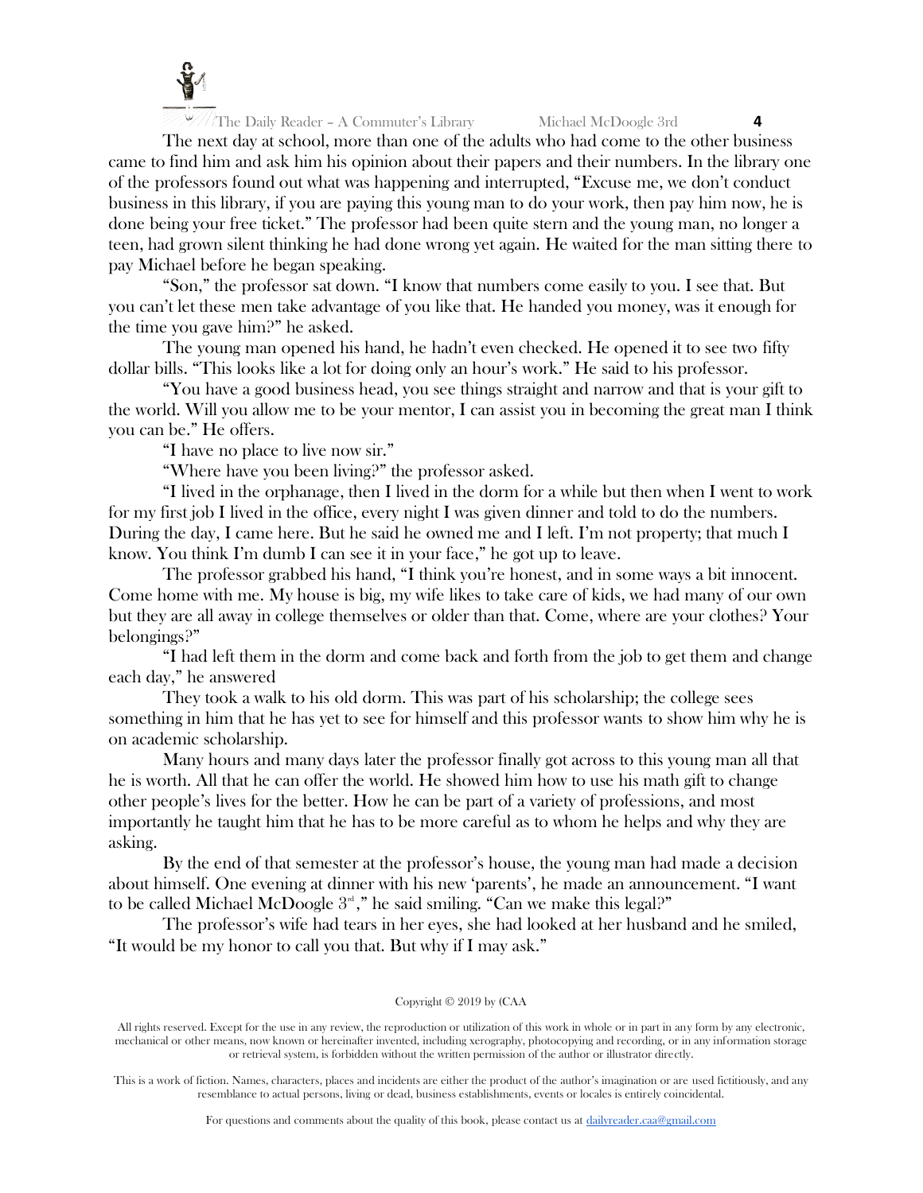The next day at school, more than one of the adults who had come to the other business came to find him and ask him his opinion about their papers and their numbers. In the library one of the professors found out what was happening and interrupted, "Excuse me, we don't conduct business in this library, if you are paying this young man to do your work, then pay him now, he is done being your free ticket." The professor had been quite stern and the young man, no longer a teen, had grown silent thinking he had done wrong yet again. He waited for the man sitting there to pay Michael before he began speaking.

"Son," the professor sat down. "I know that numbers come easily to you. I see that. But you can't let these men take advantage of you like that. He handed you money, was it enough for the time you gave him?" he asked.

The young man opened his hand, he hadn't even checked. He opened it to see two fifty dollar bills. "This looks like a lot for doing only an hour's work." He said to his professor.

"You have a good business head, you see things straight and narrow and that is your gift to the world. Will you allow me to be your mentor, I can assist you in becoming the great man I think you can be." He offers.

"I have no place to live now sir."

"Where have you been living?" the professor asked.

"I lived in the orphanage, then I lived in the dorm for a while but then when I went to work for my first job I lived in the office, every night I was given dinner and told to do the numbers. During the day, I came here. But he said he owned me and I left. I'm not property; that much I know. You think I'm dumb I can see it in your face," he got up to leave.

The professor grabbed his hand, "I think you're honest, and in some ways a bit innocent. Come home with me. My house is big, my wife likes to take care of kids, we had many of our own but they are all away in college themselves or older than that. Come, where are your clothes? Your belongings?"

"I had left them in the dorm and come back and forth from the job to get them and change each day," he answered

They took a walk to his old dorm. This was part of his scholarship; the college sees something in him that he has yet to see for himself and this professor wants to show him why he is on academic scholarship.

Many hours and many days later the professor finally got across to this young man all that he is worth. All that he can offer the world. He showed him how to use his math gift to change other people's lives for the better. How he can be part of a variety of professions, and most importantly he taught him that he has to be more careful as to whom he helps and why they are asking.

By the end of that semester at the professor's house, the young man had made a decision about himself. One evening at dinner with his new 'parents', he made an announcement. "I want to be called Michael McDoogle 3rd," he said smiling. "Can we make this legal?"

The professor's wife had tears in her eyes, she had looked at her husband and he smiled, "It would be my honor to call you that. But why if I may ask."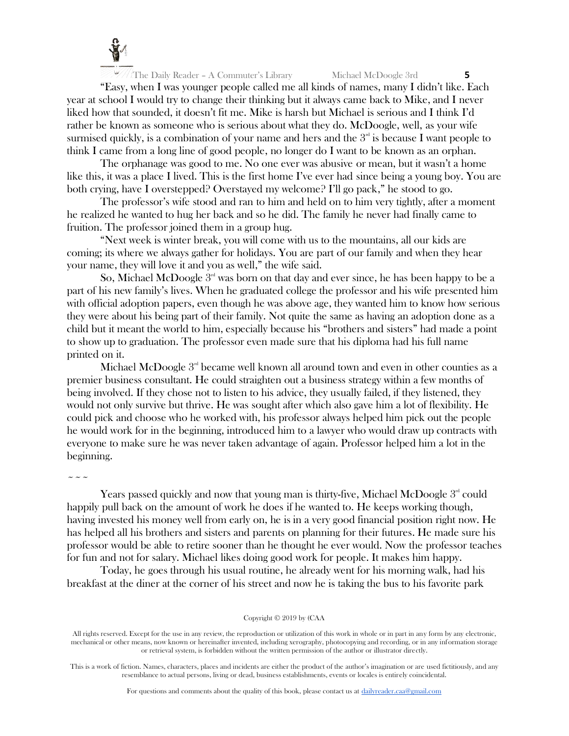"Easy, when I was younger people called me all kinds of names, many I didn't like. Each year at school I would try to change their thinking but it always came back to Mike, and I never liked how that sounded, it doesn't fit me. Mike is harsh but Michael is serious and I think I'd rather be known as someone who is serious about what they do. McDoogle, well, as your wife surmised quickly, is a combination of your name and hers and the 3rd is because I want people to think I came from a long line of good people, no longer do I want to be known as an orphan.

The orphanage was good to me. No one ever was abusive or mean, but it wasn't a home like this, it was a place I lived. This is the first home I've ever had since being a young boy. You are both crying, have I overstepped? Overstayed my welcome? I'll go pack," he stood to go.

The professor's wife stood and ran to him and held on to him very tightly, after a moment he realized he wanted to hug her back and so he did. The family he never had finally came to fruition. The professor joined them in a group hug.

"Next week is winter break, you will come with us to the mountains, all our kids are coming; its where we always gather for holidays. You are part of our family and when they hear your name, they will love it and you as well," the wife said.

So, Michael McDoogle 3rd was born on that day and ever since, he has been happy to be a part of his new family's lives. When he graduated college the professor and his wife presented him with official adoption papers, even though he was above age, they wanted him to know how serious they were about his being part of their family. Not quite the same as having an adoption done as a child but it meant the world to him, especially because his "brothers and sisters" had made a point to show up to graduation. The professor even made sure that his diploma had his full name printed on it.

Michael McDoogle 3rd became well known all around town and even in other counties as a premier business consultant. He could straighten out a business strategy within a few months of being involved. If they chose not to listen to his advice, they usually failed, if they listened, they would not only survive but thrive. He was sought after which also gave him a lot of flexibility. He could pick and choose who he worked with, his professor always helped him pick out the people he would work for in the beginning, introduced him to a lawyer who would draw up contracts with everyone to make sure he was never taken advantage of again. Professor helped him a lot in the beginning.

~ ~ ~

Years passed quickly and now that young man is thirty-five, Michael McDoogle 3rd could happily pull back on the amount of work he does if he wanted to. He keeps working though, having invested his money well from early on, he is in a very good financial position right now. He has helped all his brothers and sisters and parents on planning for their futures. He made sure his professor would be able to retire sooner than he thought he ever would. Now the professor teaches for fun and not for salary. Michael likes doing good work for people. It makes him happy.

Today, he goes through his usual routine, he already went for his morning walk, had his breakfast at the diner at the corner of his street and now he is taking the bus to his favorite park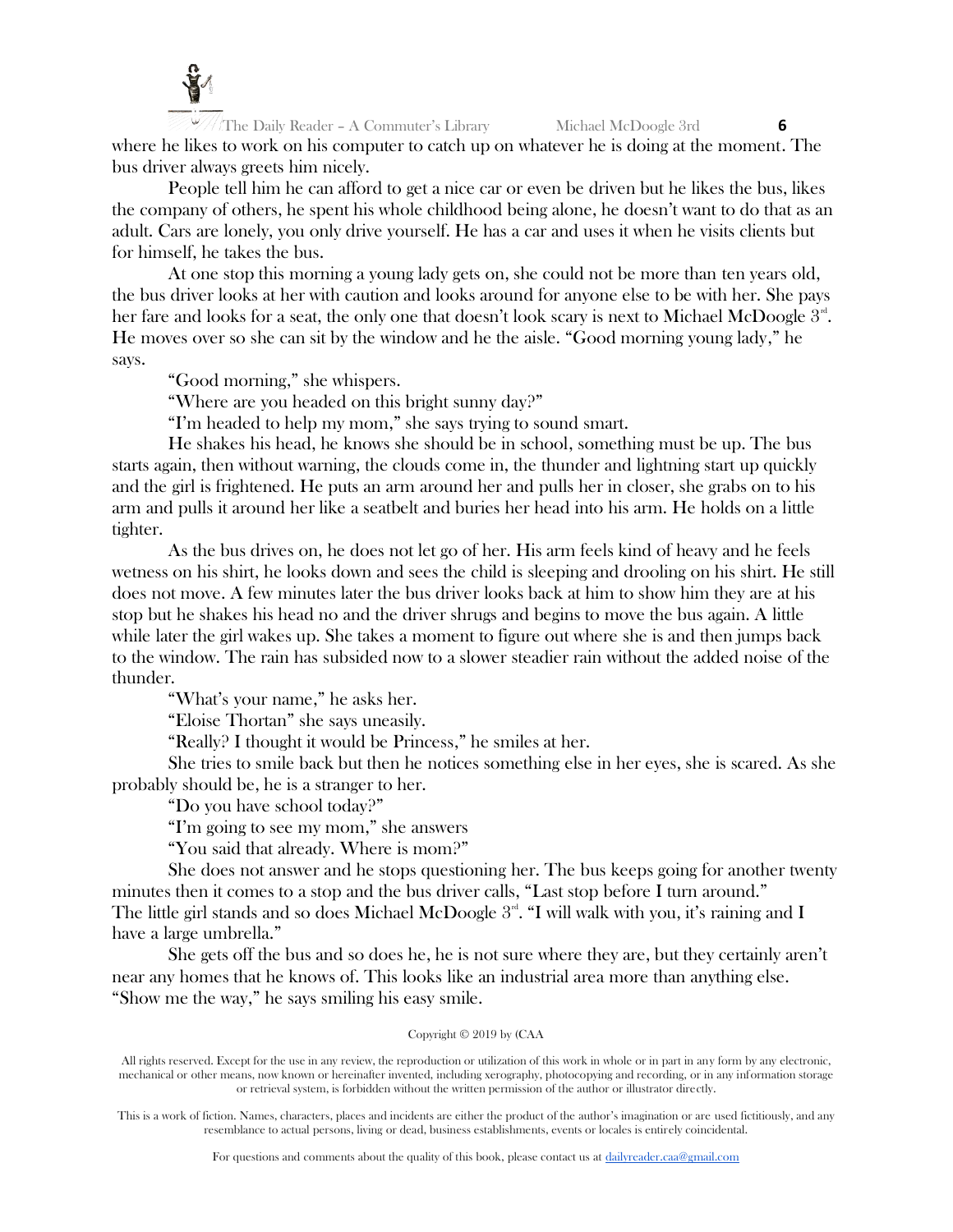where he likes to work on his computer to catch up on whatever he is doing at the moment. The bus driver always greets him nicely.

People tell him he can afford to get a nice car or even be driven but he likes the bus, likes the company of others, he spent his whole childhood being alone, he doesn't want to do that as an adult. Cars are lonely, you only drive yourself. He has a car and uses it when he visits clients but for himself, he takes the bus.

At one stop this morning a young lady gets on, she could not be more than ten years old, the bus driver looks at her with caution and looks around for anyone else to be with her. She pays her fare and looks for a seat, the only one that doesn't look scary is next to Michael McDoogle 3rd. He moves over so she can sit by the window and he the aisle. "Good morning young lady," he says.

"Good morning," she whispers.

"Where are you headed on this bright sunny day?"

"I'm headed to help my mom," she says trying to sound smart.

He shakes his head, he knows she should be in school, something must be up. The bus starts again, then without warning, the clouds come in, the thunder and lightning start up quickly and the girl is frightened. He puts an arm around her and pulls her in closer, she grabs on to his arm and pulls it around her like a seatbelt and buries her head into his arm. He holds on a little tighter.

As the bus drives on, he does not let go of her. His arm feels kind of heavy and he feels wetness on his shirt, he looks down and sees the child is sleeping and drooling on his shirt. He still does not move. A few minutes later the bus driver looks back at him to show him they are at his stop but he shakes his head no and the driver shrugs and begins to move the bus again. A little while later the girl wakes up. She takes a moment to figure out where she is and then jumps back to the window. The rain has subsided now to a slower steadier rain without the added noise of the thunder.

"What's your name," he asks her.

"Eloise Thortan" she says uneasily.

"Really? I thought it would be Princess," he smiles at her.

She tries to smile back but then he notices something else in her eyes, she is scared. As she probably should be, he is a stranger to her.

"Do you have school today?"

"I'm going to see my mom," she answers

"You said that already. Where is mom?"

She does not answer and he stops questioning her. The bus keeps going for another twenty minutes then it comes to a stop and the bus driver calls, "Last stop before I turn around." The little girl stands and so does Michael McDoogle 3rd. "I will walk with you, it's raining and I have a large umbrella."

She gets off the bus and so does he, he is not sure where they are, but they certainly aren't near any homes that he knows of. This looks like an industrial area more than anything else. "Show me the way," he says smiling his easy smile.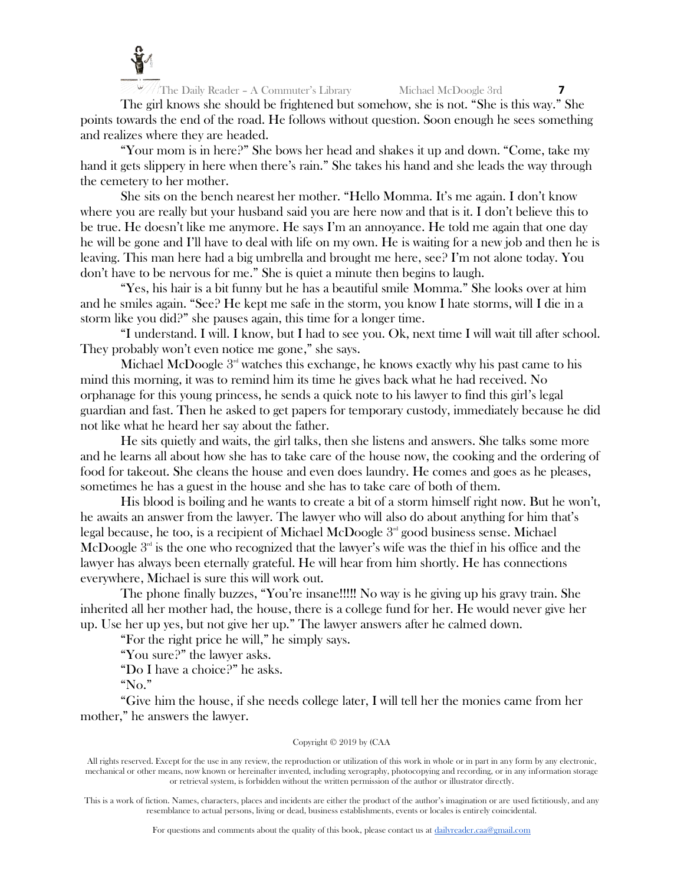The girl knows she should be frightened but somehow, she is not. "She is this way." She points towards the end of the road. He follows without question. Soon enough he sees something and realizes where they are headed.

"Your mom is in here?" She bows her head and shakes it up and down. "Come, take my hand it gets slippery in here when there's rain." She takes his hand and she leads the way through the cemetery to her mother.

She sits on the bench nearest her mother. "Hello Momma. It's me again. I don't know where you are really but your husband said you are here now and that is it. I don't believe this to be true. He doesn't like me anymore. He says I'm an annoyance. He told me again that one day he will be gone and I'll have to deal with life on my own. He is waiting for a new job and then he is leaving. This man here had a big umbrella and brought me here, see? I'm not alone today. You don't have to be nervous for me." She is quiet a minute then begins to laugh.

"Yes, his hair is a bit funny but he has a beautiful smile Momma." She looks over at him and he smiles again. "See? He kept me safe in the storm, you know I hate storms, will I die in a storm like you did?" she pauses again, this time for a longer time.

"I understand. I will. I know, but I had to see you. Ok, next time I will wait till after school. They probably won't even notice me gone," she says.

Michael McDoogle 3rd watches this exchange, he knows exactly why his past came to his mind this morning, it was to remind him its time he gives back what he had received. No orphanage for this young princess, he sends a quick note to his lawyer to find this girl's legal guardian and fast. Then he asked to get papers for temporary custody, immediately because he did not like what he heard her say about the father.

He sits quietly and waits, the girl talks, then she listens and answers. She talks some more and he learns all about how she has to take care of the house now, the cooking and the ordering of food for takeout. She cleans the house and even does laundry. He comes and goes as he pleases, sometimes he has a guest in the house and she has to take care of both of them.

His blood is boiling and he wants to create a bit of a storm himself right now. But he won't, he awaits an answer from the lawyer. The lawyer who will also do about anything for him that's legal because, he too, is a recipient of Michael McDoogle 3rd good business sense. Michael McDoogle 3rd is the one who recognized that the lawyer's wife was the thief in his office and the lawyer has always been eternally grateful. He will hear from him shortly. He has connections everywhere, Michael is sure this will work out.

The phone finally buzzes, "You're insane!!!!! No way is he giving up his gravy train. She inherited all her mother had, the house, there is a college fund for her. He would never give her up. Use her up yes, but not give her up." The lawyer answers after he calmed down.

"For the right price he will," he simply says.

"You sure?" the lawyer asks.

"Do I have a choice?" he asks.

"No."

"Give him the house, if she needs college later, I will tell her the monies came from her mother," he answers the lawyer.

Copyright © 2019 by (CAA

All rights reserved. Except for the use in any review, the reproduction or utilization of this work in whole or in part in any form by any electronic, mechanical or other means, now known or hereinafter invented, including xerography, photocopying and recording, or in any information storage or retrieval system, is forbidden without the written permission of the author or illustrator directly.

This is a work of fiction. Names, characters, places and incidents are either the product of the author's imagination or are used fictitiously, and any resemblance to actual persons, living or dead, business establishments, events or locales is entirely coincidental.

For questions and comments about the quality of this book, please contact us at dailyreader.caa@gmail.com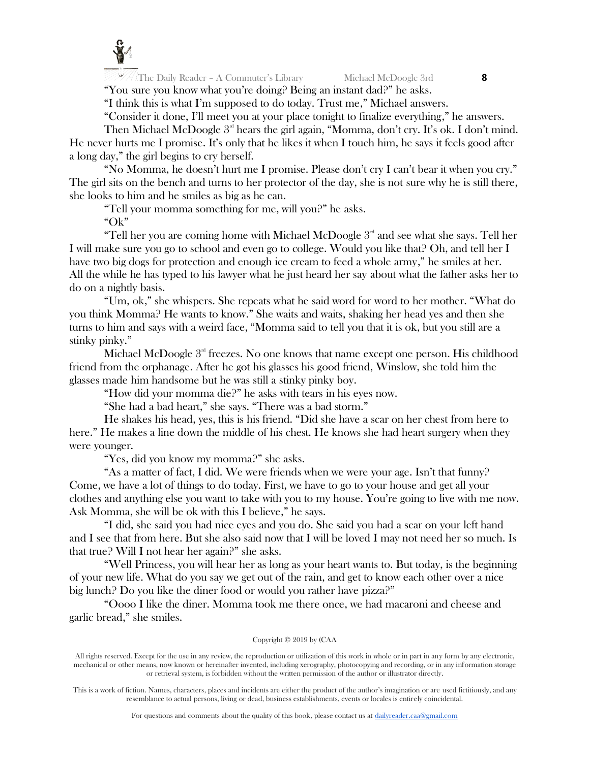"You sure you know what you're doing? Being an instant dad?" he asks.

"I think this is what I'm supposed to do today. Trust me," Michael answers.

"Consider it done, I'll meet you at your place tonight to finalize everything," he answers.

Then Michael McDoogle 3rd hears the girl again, "Momma, don't cry. It's ok. I don't mind. He never hurts me I promise. It's only that he likes it when I touch him, he says it feels good after a long day," the girl begins to cry herself.

"No Momma, he doesn't hurt me I promise. Please don't cry I can't bear it when you cry." The girl sits on the bench and turns to her protector of the day, she is not sure why he is still there, she looks to him and he smiles as big as he can.

"Tell your momma something for me, will you?" he asks.

"Ok"

"Tell her you are coming home with Michael McDoogle 3rd and see what she says. Tell her I will make sure you go to school and even go to college. Would you like that? Oh, and tell her I have two big dogs for protection and enough ice cream to feed a whole army," he smiles at her. All the while he has typed to his lawyer what he just heard her say about what the father asks her to do on a nightly basis.

"Um, ok," she whispers. She repeats what he said word for word to her mother. "What do you think Momma? He wants to know." She waits and waits, shaking her head yes and then she turns to him and says with a weird face, "Momma said to tell you that it is ok, but you still are a stinky pinky."

Michael McDoogle 3rd freezes. No one knows that name except one person. His childhood friend from the orphanage. After he got his glasses his good friend, Winslow, she told him the glasses made him handsome but he was still a stinky pinky boy.

"How did your momma die?" he asks with tears in his eyes now.

"She had a bad heart," she says. "There was a bad storm."

He shakes his head, yes, this is his friend. "Did she have a scar on her chest from here to here." He makes a line down the middle of his chest. He knows she had heart surgery when they were younger.

"Yes, did you know my momma?" she asks.

"As a matter of fact, I did. We were friends when we were your age. Isn't that funny? Come, we have a lot of things to do today. First, we have to go to your house and get all your clothes and anything else you want to take with you to my house. You're going to live with me now. Ask Momma, she will be ok with this I believe," he says.

"I did, she said you had nice eyes and you do. She said you had a scar on your left hand and I see that from here. But she also said now that I will be loved I may not need her so much. Is that true? Will I not hear her again?" she asks.

"Well Princess, you will hear her as long as your heart wants to. But today, is the beginning of your new life. What do you say we get out of the rain, and get to know each other over a nice big lunch? Do you like the diner food or would you rather have pizza?"

"Oooo I like the diner. Momma took me there once, we had macaroni and cheese and garlic bread," she smiles.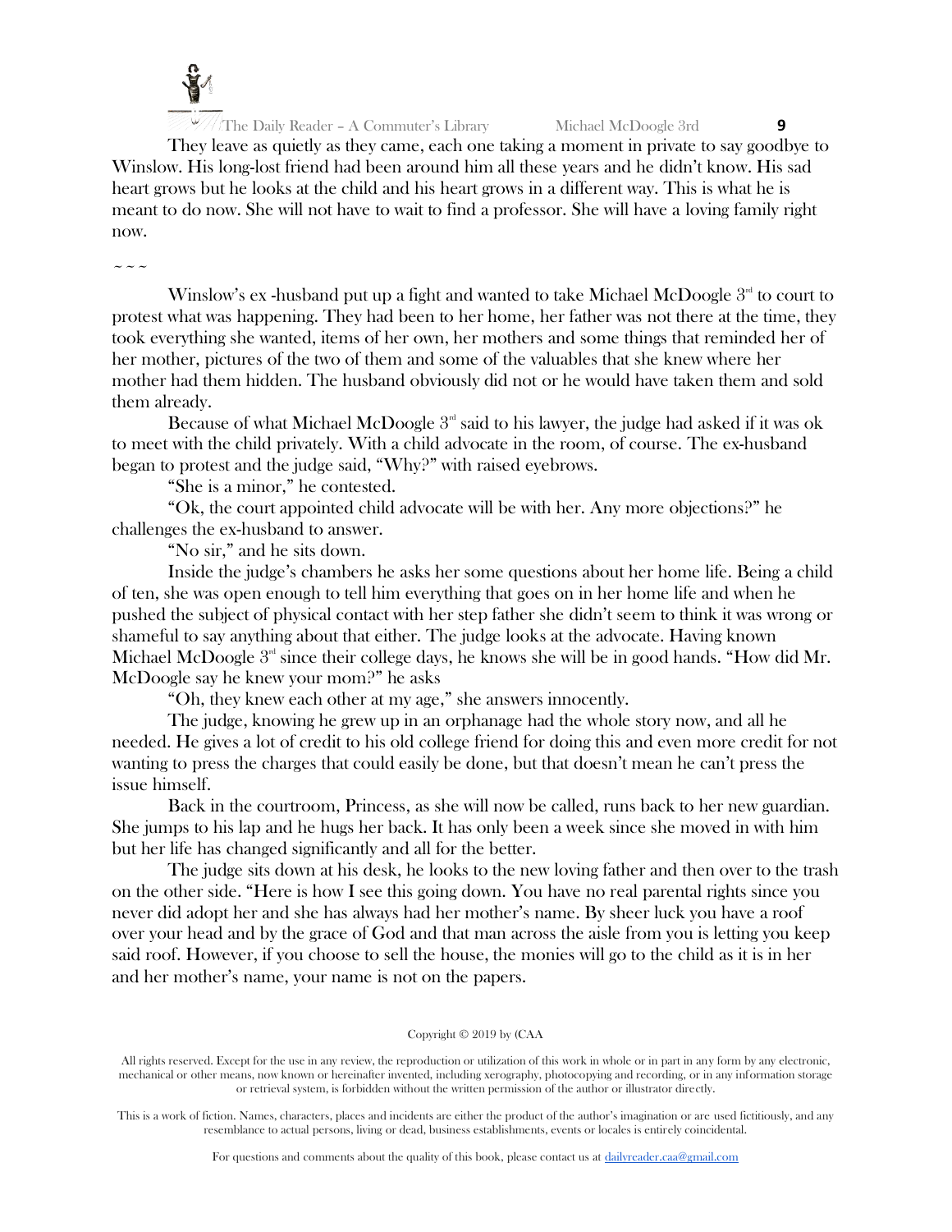They leave as quietly as they came, each one taking a moment in private to say goodbye to Winslow. His long-lost friend had been around him all these years and he didn't know. His sad heart grows but he looks at the child and his heart grows in a different way. This is what he is meant to do now. She will not have to wait to find a professor. She will have a loving family right now.

~ ~ ~

Winslow's ex -husband put up a fight and wanted to take Michael McDoogle 3rd to court to protest what was happening. They had been to her home, her father was not there at the time, they took everything she wanted, items of her own, her mothers and some things that reminded her of her mother, pictures of the two of them and some of the valuables that she knew where her mother had them hidden. The husband obviously did not or he would have taken them and sold them already.

Because of what Michael McDoogle 3rd said to his lawyer, the judge had asked if it was ok to meet with the child privately. With a child advocate in the room, of course. The ex-husband began to protest and the judge said, "Why?" with raised eyebrows.

"She is a minor," he contested.

"Ok, the court appointed child advocate will be with her. Any more objections?" he challenges the ex-husband to answer.

"No sir," and he sits down.

Inside the judge's chambers he asks her some questions about her home life. Being a child of ten, she was open enough to tell him everything that goes on in her home life and when he pushed the subject of physical contact with her step father she didn't seem to think it was wrong or shameful to say anything about that either. The judge looks at the advocate. Having known Michael McDoogle 3rd since their college days, he knows she will be in good hands. "How did Mr. McDoogle say he knew your mom?" he asks

"Oh, they knew each other at my age," she answers innocently.

The judge, knowing he grew up in an orphanage had the whole story now, and all he needed. He gives a lot of credit to his old college friend for doing this and even more credit for not wanting to press the charges that could easily be done, but that doesn't mean he can't press the issue himself.

Back in the courtroom, Princess, as she will now be called, runs back to her new guardian. She jumps to his lap and he hugs her back. It has only been a week since she moved in with him but her life has changed significantly and all for the better.

The judge sits down at his desk, he looks to the new loving father and then over to the trash on the other side. "Here is how I see this going down. You have no real parental rights since you never did adopt her and she has always had her mother's name. By sheer luck you have a roof over your head and by the grace of God and that man across the aisle from you is letting you keep said roof. However, if you choose to sell the house, the monies will go to the child as it is in her and her mother's name, your name is not on the papers.

Copyright © 2019 by (CAA

All rights reserved. Except for the use in any review, the reproduction or utilization of this work in whole or in part in any form by any electronic, mechanical or other means, now known or hereinafter invented, including xerography, photocopying and recording, or in any information storage or retrieval system, is forbidden without the written permission of the author or illustrator directly.

This is a work of fiction. Names, characters, places and incidents are either the product of the author's imagination or are used fictitiously, and any resemblance to actual persons, living or dead, business establishments, events or locales is entirely coincidental.

For questions and comments about the quality of this book, please contact us at dailyreader.caa@gmail.com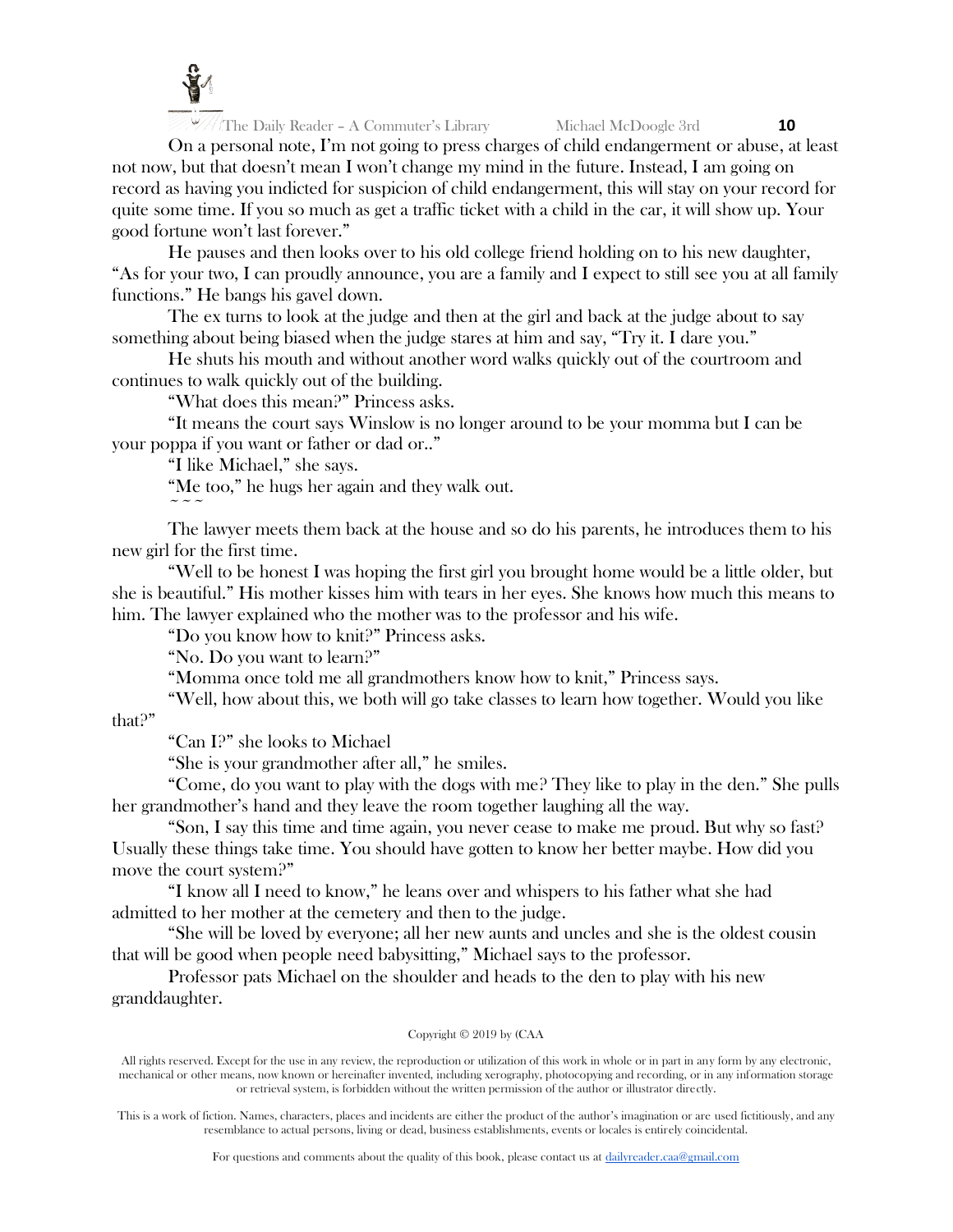On a personal note, I'm not going to press charges of child endangerment or abuse, at least not now, but that doesn't mean I won't change my mind in the future. Instead, I am going on record as having you indicted for suspicion of child endangerment, this will stay on your record for quite some time. If you so much as get a traffic ticket with a child in the car, it will show up. Your good fortune won't last forever."

He pauses and then looks over to his old college friend holding on to his new daughter, "As for your two, I can proudly announce, you are a family and I expect to still see you at all family functions." He bangs his gavel down.

The ex turns to look at the judge and then at the girl and back at the judge about to say something about being biased when the judge stares at him and say, "Try it. I dare you."

He shuts his mouth and without another word walks quickly out of the courtroom and continues to walk quickly out of the building.

"What does this mean?" Princess asks.

"It means the court says Winslow is no longer around to be your momma but I can be your poppa if you want or father or dad or.."

"I like Michael," she says.

"Me too," he hugs her again and they walk out.

~ ~ ~

The lawyer meets them back at the house and so do his parents, he introduces them to his new girl for the first time.

"Well to be honest I was hoping the first girl you brought home would be a little older, but she is beautiful." His mother kisses him with tears in her eyes. She knows how much this means to him. The lawyer explained who the mother was to the professor and his wife.

"Do you know how to knit?" Princess asks.

"No. Do you want to learn?"

"Momma once told me all grandmothers know how to knit," Princess says.

"Well, how about this, we both will go take classes to learn how together. Would you like that?"

"Can I?" she looks to Michael

"She is your grandmother after all," he smiles.

"Come, do you want to play with the dogs with me? They like to play in the den." She pulls her grandmother's hand and they leave the room together laughing all the way.

"Son, I say this time and time again, you never cease to make me proud. But why so fast? Usually these things take time. You should have gotten to know her better maybe. How did you move the court system?"

"I know all I need to know," he leans over and whispers to his father what she had admitted to her mother at the cemetery and then to the judge.

"She will be loved by everyone; all her new aunts and uncles and she is the oldest cousin that will be good when people need babysitting," Michael says to the professor.

Professor pats Michael on the shoulder and heads to the den to play with his new granddaughter.

Copyright © 2019 by (CAA

All rights reserved. Except for the use in any review, the reproduction or utilization of this work in whole or in part in any form by any electronic, mechanical or other means, now known or hereinafter invented, including xerography, photocopying and recording, or in any information storage or retrieval system, is forbidden without the written permission of the author or illustrator directly.

This is a work of fiction. Names, characters, places and incidents are either the product of the author's imagination or are used fictitiously, and any resemblance to actual persons, living or dead, business establishments, events or locales is entirely coincidental.

For questions and comments about the quality of this book, please contact us at dailyreader.caa@gmail.com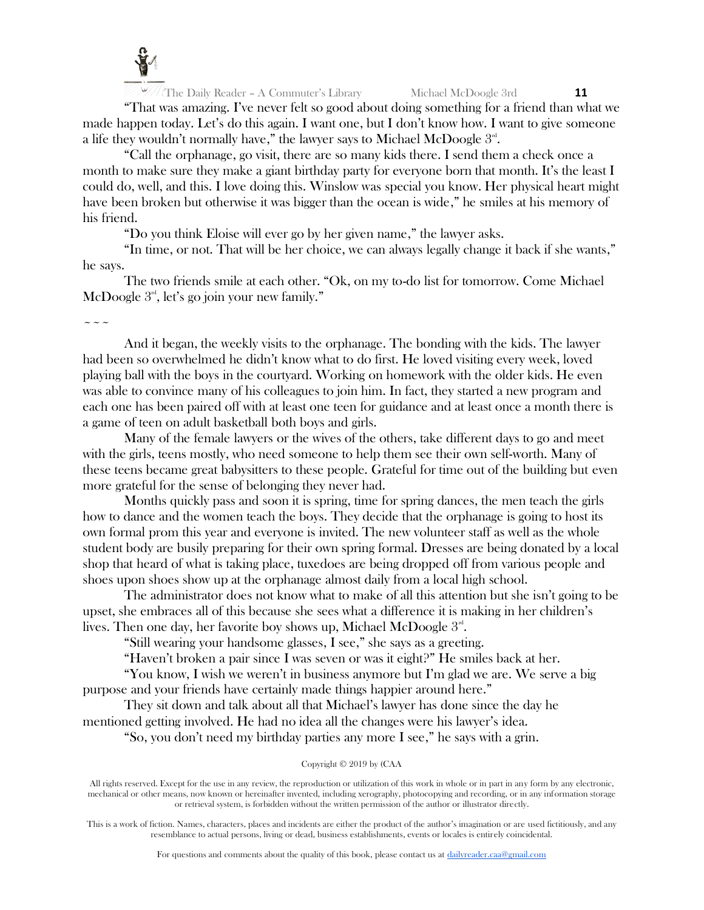"That was amazing. I've never felt so good about doing something for a friend than what we made happen today. Let's do this again. I want one, but I don't know how. I want to give someone a life they wouldn't normally have," the lawyer says to Michael McDoogle 3rd.

"Call the orphanage, go visit, there are so many kids there. I send them a check once a month to make sure they make a giant birthday party for everyone born that month. It's the least I could do, well, and this. I love doing this. Winslow was special you know. Her physical heart might have been broken but otherwise it was bigger than the ocean is wide," he smiles at his memory of his friend.

"Do you think Eloise will ever go by her given name," the lawyer asks.

"In time, or not. That will be her choice, we can always legally change it back if she wants," he says.

The two friends smile at each other. "Ok, on my to-do list for tomorrow. Come Michael McDoogle 3rd, let's go join your new family."

~ ~ ~

And it began, the weekly visits to the orphanage. The bonding with the kids. The lawyer had been so overwhelmed he didn't know what to do first. He loved visiting every week, loved playing ball with the boys in the courtyard. Working on homework with the older kids. He even was able to convince many of his colleagues to join him. In fact, they started a new program and each one has been paired off with at least one teen for guidance and at least once a month there is a game of teen on adult basketball both boys and girls.

Many of the female lawyers or the wives of the others, take different days to go and meet with the girls, teens mostly, who need someone to help them see their own self-worth. Many of these teens became great babysitters to these people. Grateful for time out of the building but even more grateful for the sense of belonging they never had.

Months quickly pass and soon it is spring, time for spring dances, the men teach the girls how to dance and the women teach the boys. They decide that the orphanage is going to host its own formal prom this year and everyone is invited. The new volunteer staff as well as the whole student body are busily preparing for their own spring formal. Dresses are being donated by a local shop that heard of what is taking place, tuxedoes are being dropped off from various people and shoes upon shoes show up at the orphanage almost daily from a local high school.

The administrator does not know what to make of all this attention but she isn't going to be upset, she embraces all of this because she sees what a difference it is making in her children's lives. Then one day, her favorite boy shows up, Michael McDoogle 3rd.

"Still wearing your handsome glasses, I see," she says as a greeting.

"Haven't broken a pair since I was seven or was it eight?" He smiles back at her.

"You know, I wish we weren't in business anymore but I'm glad we are. We serve a big purpose and your friends have certainly made things happier around here."

They sit down and talk about all that Michael's lawyer has done since the day he mentioned getting involved. He had no idea all the changes were his lawyer's idea.

"So, you don't need my birthday parties any more I see," he says with a grin.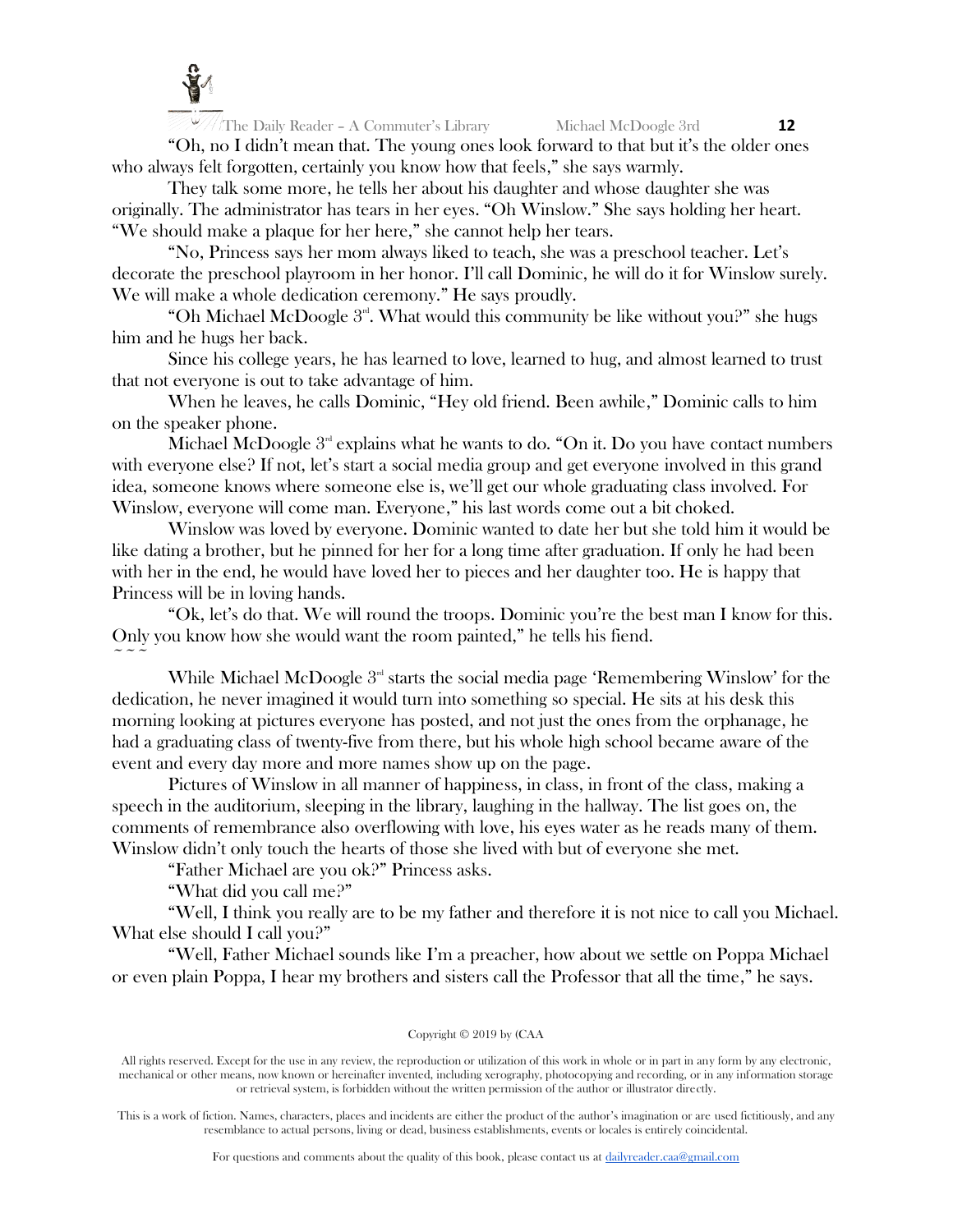"Oh, no I didn't mean that. The young ones look forward to that but it's the older ones who always felt forgotten, certainly you know how that feels," she says warmly.

They talk some more, he tells her about his daughter and whose daughter she was originally. The administrator has tears in her eyes. "Oh Winslow." She says holding her heart. "We should make a plaque for her here," she cannot help her tears.

"No, Princess says her mom always liked to teach, she was a preschool teacher. Let's decorate the preschool playroom in her honor. I'll call Dominic, he will do it for Winslow surely. We will make a whole dedication ceremony." He says proudly.

"Oh Michael McDoogle 3rd. What would this community be like without you?" she hugs him and he hugs her back.

Since his college years, he has learned to love, learned to hug, and almost learned to trust that not everyone is out to take advantage of him.

When he leaves, he calls Dominic, "Hey old friend. Been awhile," Dominic calls to him on the speaker phone.

Michael McDoogle 3rd explains what he wants to do. "On it. Do you have contact numbers with everyone else? If not, let's start a social media group and get everyone involved in this grand idea, someone knows where someone else is, we'll get our whole graduating class involved. For Winslow, everyone will come man. Everyone," his last words come out a bit choked.

Winslow was loved by everyone. Dominic wanted to date her but she told him it would be like dating a brother, but he pinned for her for a long time after graduation. If only he had been with her in the end, he would have loved her to pieces and her daughter too. He is happy that Princess will be in loving hands.

"Ok, let's do that. We will round the troops. Dominic you're the best man I know for this. Only you know how she would want the room painted," he tells his fiend.

~ ~ ~

While Michael McDoogle 3rd starts the social media page 'Remembering Winslow' for the dedication, he never imagined it would turn into something so special. He sits at his desk this morning looking at pictures everyone has posted, and not just the ones from the orphanage, he had a graduating class of twenty-five from there, but his whole high school became aware of the event and every day more and more names show up on the page.

Pictures of Winslow in all manner of happiness, in class, in front of the class, making a speech in the auditorium, sleeping in the library, laughing in the hallway. The list goes on, the comments of remembrance also overflowing with love, his eyes water as he reads many of them. Winslow didn't only touch the hearts of those she lived with but of everyone she met.

"Father Michael are you ok?" Princess asks.

"What did you call me?"

"Well, I think you really are to be my father and therefore it is not nice to call you Michael. What else should I call you?"

"Well, Father Michael sounds like I'm a preacher, how about we settle on Poppa Michael or even plain Poppa, I hear my brothers and sisters call the Professor that all the time," he says.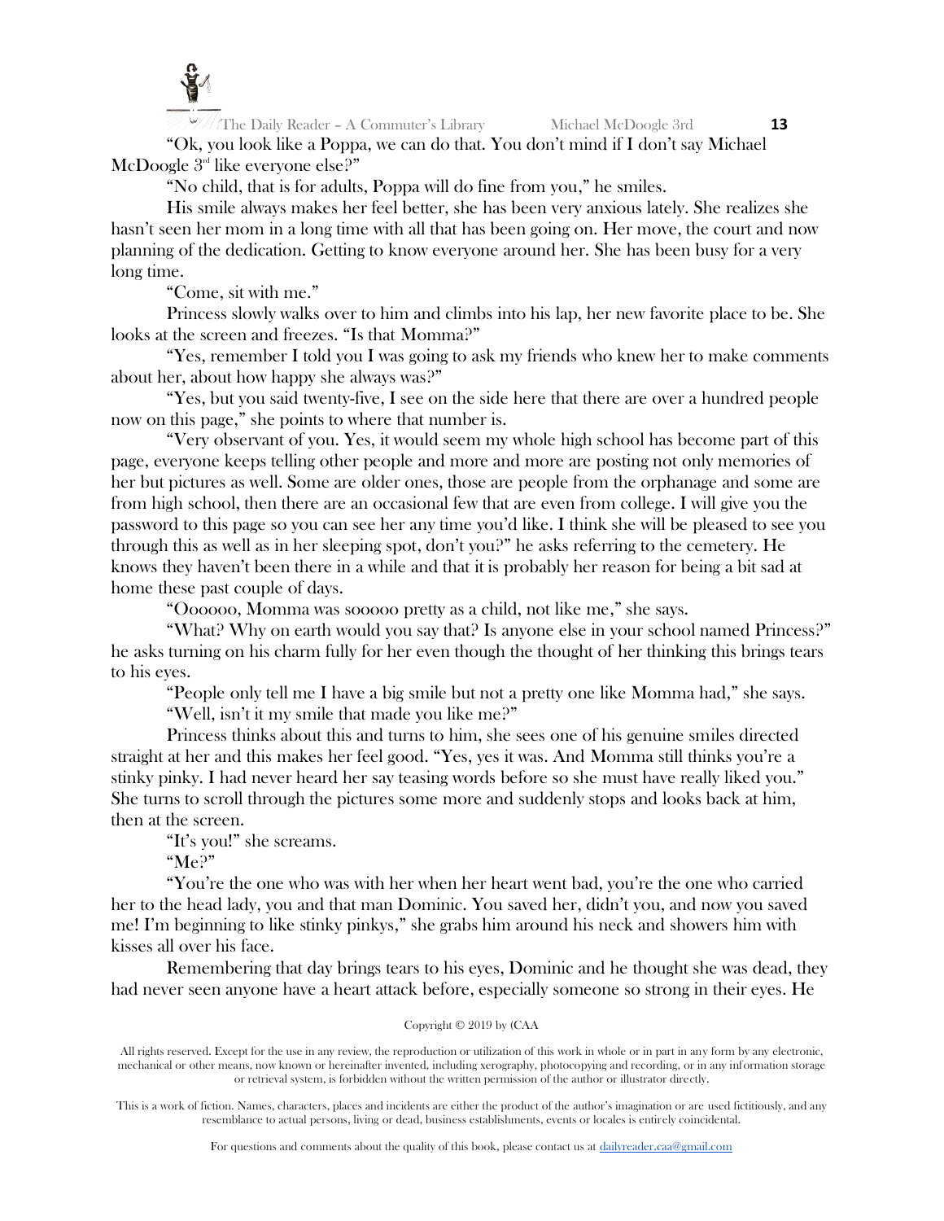"Ok, you look like a Poppa, we can do that. You don't mind if I don't say Michael McDoogle 3rd like everyone else?"

"No child, that is for adults, Poppa will do fine from you," he smiles.

His smile always makes her feel better, she has been very anxious lately. She realizes she hasn't seen her mom in a long time with all that has been going on. Her move, the court and now planning of the dedication. Getting to know everyone around her. She has been busy for a very long time.

"Come, sit with me."

Princess slowly walks over to him and climbs into his lap, her new favorite place to be. She looks at the screen and freezes. "Is that Momma?"

"Yes, remember I told you I was going to ask my friends who knew her to make comments about her, about how happy she always was?"

"Yes, but you said twenty-five, I see on the side here that there are over a hundred people now on this page," she points to where that number is.

"Very observant of you. Yes, it would seem my whole high school has become part of this page, everyone keeps telling other people and more and more are posting not only memories of her but pictures as well. Some are older ones, those are people from the orphanage and some are from high school, then there are an occasional few that are even from college. I will give you the password to this page so you can see her any time you'd like. I think she will be pleased to see you through this as well as in her sleeping spot, don't you?" he asks referring to the cemetery. He knows they haven't been there in a while and that it is probably her reason for being a bit sad at home these past couple of days.

"Oooooo, Momma was sooooo pretty as a child, not like me," she says.

"What? Why on earth would you say that? Is anyone else in your school named Princess?" he asks turning on his charm fully for her even though the thought of her thinking this brings tears to his eyes.

"People only tell me I have a big smile but not a pretty one like Momma had," she says.

"Well, isn't it my smile that made you like me?"

Princess thinks about this and turns to him, she sees one of his genuine smiles directed straight at her and this makes her feel good. "Yes, yes it was. And Momma still thinks you're a stinky pinky. I had never heard her say teasing words before so she must have really liked you." She turns to scroll through the pictures some more and suddenly stops and looks back at him, then at the screen.

"It's you!" she screams.

"Me?"

"You're the one who was with her when her heart went bad, you're the one who carried her to the head lady, you and that man Dominic. You saved her, didn't you, and now you saved me! I'm beginning to like stinky pinkys," she grabs him around his neck and showers him with kisses all over his face.

Remembering that day brings tears to his eyes, Dominic and he thought she was dead, they had never seen anyone have a heart attack before, especially someone so strong in their eyes. He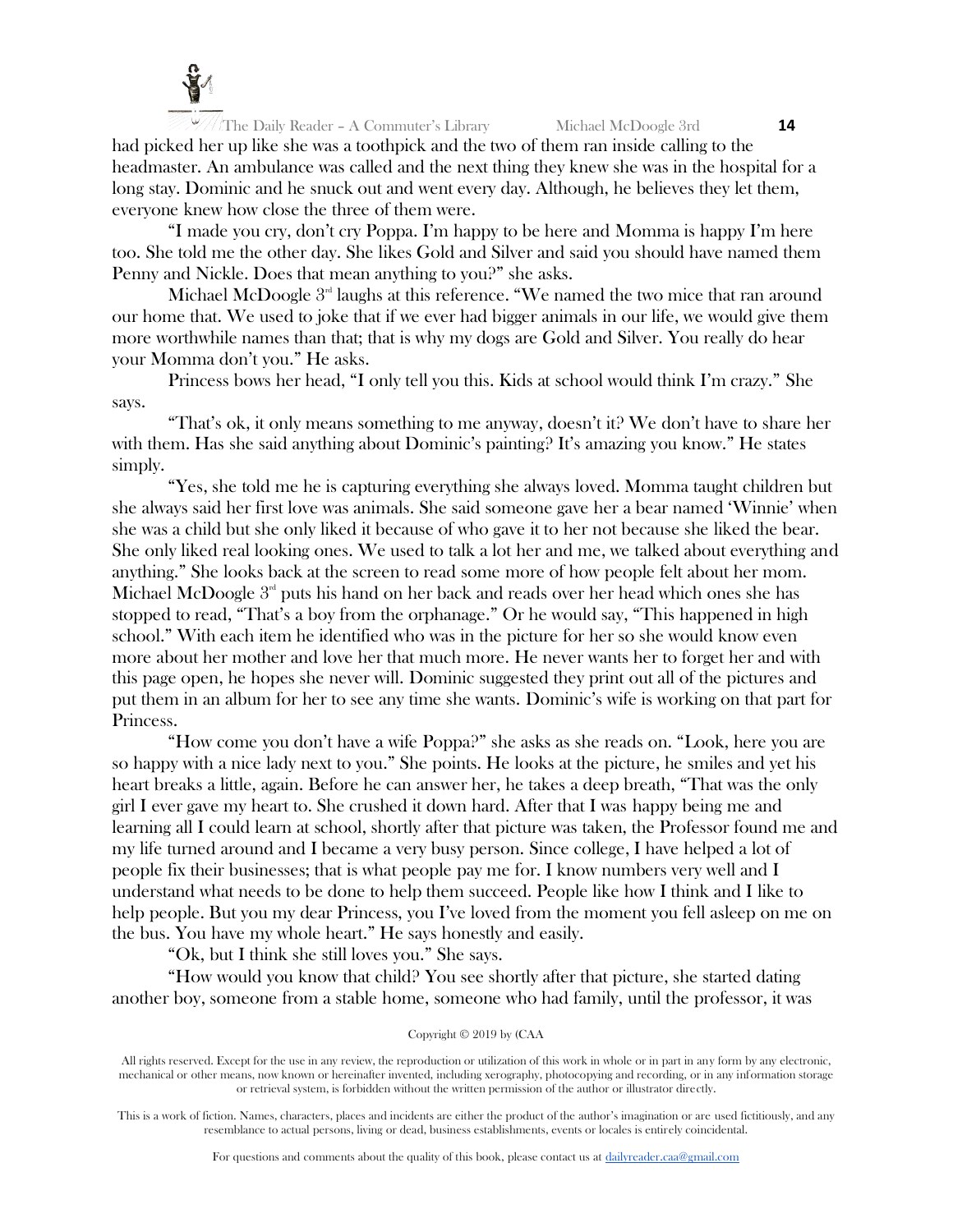had picked her up like she was a toothpick and the two of them ran inside calling to the headmaster. An ambulance was called and the next thing they knew she was in the hospital for a long stay. Dominic and he snuck out and went every day. Although, he believes they let them, everyone knew how close the three of them were.

"I made you cry, don't cry Poppa. I'm happy to be here and Momma is happy I'm here too. She told me the other day. She likes Gold and Silver and said you should have named them Penny and Nickle. Does that mean anything to you?" she asks.

Michael McDoogle 3rd laughs at this reference. "We named the two mice that ran around our home that. We used to joke that if we ever had bigger animals in our life, we would give them more worthwhile names than that; that is why my dogs are Gold and Silver. You really do hear your Momma don't you." He asks.

Princess bows her head, "I only tell you this. Kids at school would think I'm crazy." She says.

"That's ok, it only means something to me anyway, doesn't it? We don't have to share her with them. Has she said anything about Dominic's painting? It's amazing you know." He states simply.

"Yes, she told me he is capturing everything she always loved. Momma taught children but she always said her first love was animals. She said someone gave her a bear named 'Winnie' when she was a child but she only liked it because of who gave it to her not because she liked the bear. She only liked real looking ones. We used to talk a lot her and me, we talked about everything and anything." She looks back at the screen to read some more of how people felt about her mom. Michael McDoogle 3rd puts his hand on her back and reads over her head which ones she has stopped to read, "That's a boy from the orphanage." Or he would say, "This happened in high school." With each item he identified who was in the picture for her so she would know even more about her mother and love her that much more. He never wants her to forget her and with this page open, he hopes she never will. Dominic suggested they print out all of the pictures and put them in an album for her to see any time she wants. Dominic's wife is working on that part for Princess.

"How come you don't have a wife Poppa?" she asks as she reads on. "Look, here you are so happy with a nice lady next to you." She points. He looks at the picture, he smiles and yet his heart breaks a little, again. Before he can answer her, he takes a deep breath, "That was the only girl I ever gave my heart to. She crushed it down hard. After that I was happy being me and learning all I could learn at school, shortly after that picture was taken, the Professor found me and my life turned around and I became a very busy person. Since college, I have helped a lot of people fix their businesses; that is what people pay me for. I know numbers very well and I understand what needs to be done to help them succeed. People like how I think and I like to help people. But you my dear Princess, you I've loved from the moment you fell asleep on me on the bus. You have my whole heart." He says honestly and easily.

"Ok, but I think she still loves you." She says.

"How would you know that child? You see shortly after that picture, she started dating another boy, someone from a stable home, someone who had family, until the professor, it was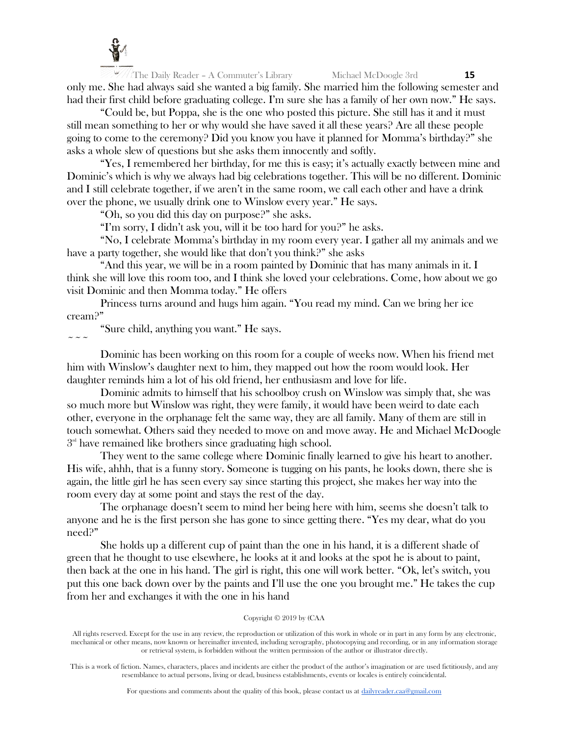only me. She had always said she wanted a big family. She married him the following semester and had their first child before graduating college. I'm sure she has a family of her own now." He says.

"Could be, but Poppa, she is the one who posted this picture. She still has it and it must still mean something to her or why would she have saved it all these years? Are all these people going to come to the ceremony? Did you know you have it planned for Momma's birthday?" she asks a whole slew of questions but she asks them innocently and softly.

"Yes, I remembered her birthday, for me this is easy; it's actually exactly between mine and Dominic's which is why we always had big celebrations together. This will be no different. Dominic and I still celebrate together, if we aren't in the same room, we call each other and have a drink over the phone, we usually drink one to Winslow every year." He says.

"Oh, so you did this day on purpose?" she asks.

"I'm sorry, I didn't ask you, will it be too hard for you?" he asks.

"No, I celebrate Momma's birthday in my room every year. I gather all my animals and we have a party together, she would like that don't you think?" she asks

"And this year, we will be in a room painted by Dominic that has many animals in it. I think she will love this room too, and I think she loved your celebrations. Come, how about we go visit Dominic and then Momma today." He offers

Princess turns around and hugs him again. "You read my mind. Can we bring her ice cream?"

"Sure child, anything you want." He says.

~ ~ ~

Dominic has been working on this room for a couple of weeks now. When his friend met him with Winslow's daughter next to him, they mapped out how the room would look. Her daughter reminds him a lot of his old friend, her enthusiasm and love for life.

Dominic admits to himself that his schoolboy crush on Winslow was simply that, she was so much more but Winslow was right, they were family, it would have been weird to date each other, everyone in the orphanage felt the same way, they are all family. Many of them are still in touch somewhat. Others said they needed to move on and move away. He and Michael McDoogle 3rd have remained like brothers since graduating high school.

They went to the same college where Dominic finally learned to give his heart to another. His wife, ahhh, that is a funny story. Someone is tugging on his pants, he looks down, there she is again, the little girl he has seen every say since starting this project, she makes her way into the room every day at some point and stays the rest of the day.

The orphanage doesn't seem to mind her being here with him, seems she doesn't talk to anyone and he is the first person she has gone to since getting there. "Yes my dear, what do you need?"

She holds up a different cup of paint than the one in his hand, it is a different shade of green that he thought to use elsewhere, he looks at it and looks at the spot he is about to paint, then back at the one in his hand. The girl is right, this one will work better. "Ok, let's switch, you put this one back down over by the paints and I'll use the one you brought me." He takes the cup from her and exchanges it with the one in his hand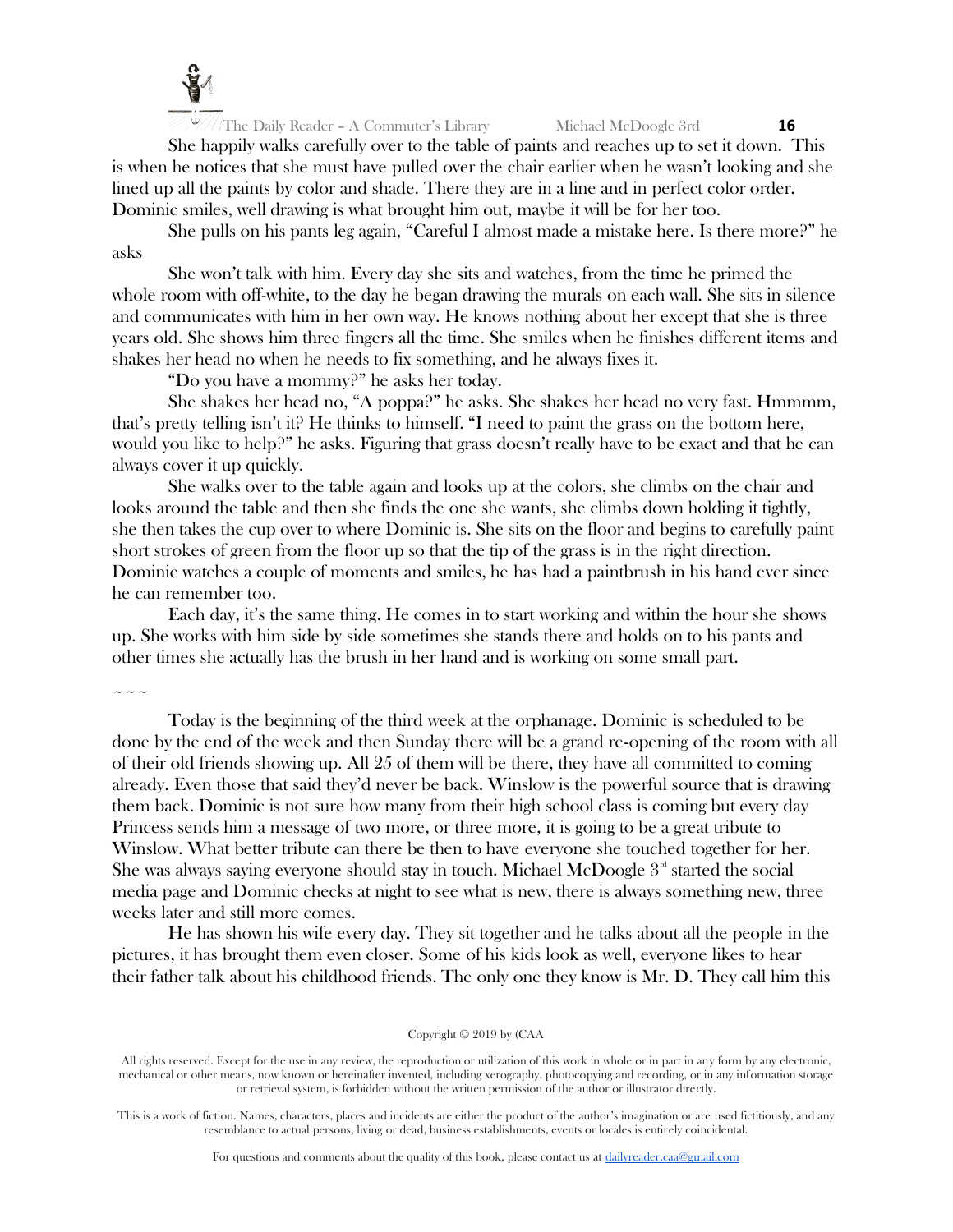She happily walks carefully over to the table of paints and reaches up to set it down. This is when he notices that she must have pulled over the chair earlier when he wasn't looking and she lined up all the paints by color and shade. There they are in a line and in perfect color order. Dominic smiles, well drawing is what brought him out, maybe it will be for her too.

She pulls on his pants leg again, "Careful I almost made a mistake here. Is there more?" he asks

She won't talk with him. Every day she sits and watches, from the time he primed the whole room with off-white, to the day he began drawing the murals on each wall. She sits in silence and communicates with him in her own way. He knows nothing about her except that she is three years old. She shows him three fingers all the time. She smiles when he finishes different items and shakes her head no when he needs to fix something, and he always fixes it.

"Do you have a mommy?" he asks her today.

She shakes her head no, "A poppa?" he asks. She shakes her head no very fast. Hmmmm, that's pretty telling isn't it? He thinks to himself. "I need to paint the grass on the bottom here, would you like to help?" he asks. Figuring that grass doesn't really have to be exact and that he can always cover it up quickly.

She walks over to the table again and looks up at the colors, she climbs on the chair and looks around the table and then she finds the one she wants, she climbs down holding it tightly, she then takes the cup over to where Dominic is. She sits on the floor and begins to carefully paint short strokes of green from the floor up so that the tip of the grass is in the right direction. Dominic watches a couple of moments and smiles, he has had a paintbrush in his hand ever since he can remember too.

Each day, it's the same thing. He comes in to start working and within the hour she shows up. She works with him side by side sometimes she stands there and holds on to his pants and other times she actually has the brush in her hand and is working on some small part.

~ ~ ~

Today is the beginning of the third week at the orphanage. Dominic is scheduled to be done by the end of the week and then Sunday there will be a grand re-opening of the room with all of their old friends showing up. All 25 of them will be there, they have all committed to coming already. Even those that said they'd never be back. Winslow is the powerful source that is drawing them back. Dominic is not sure how many from their high school class is coming but every day Princess sends him a message of two more, or three more, it is going to be a great tribute to Winslow. What better tribute can there be then to have everyone she touched together for her. She was always saying everyone should stay in touch. Michael McDoogle 3rd started the social media page and Dominic checks at night to see what is new, there is always something new, three weeks later and still more comes.

He has shown his wife every day. They sit together and he talks about all the people in the pictures, it has brought them even closer. Some of his kids look as well, everyone likes to hear their father talk about his childhood friends. The only one they know is Mr. D. They call him this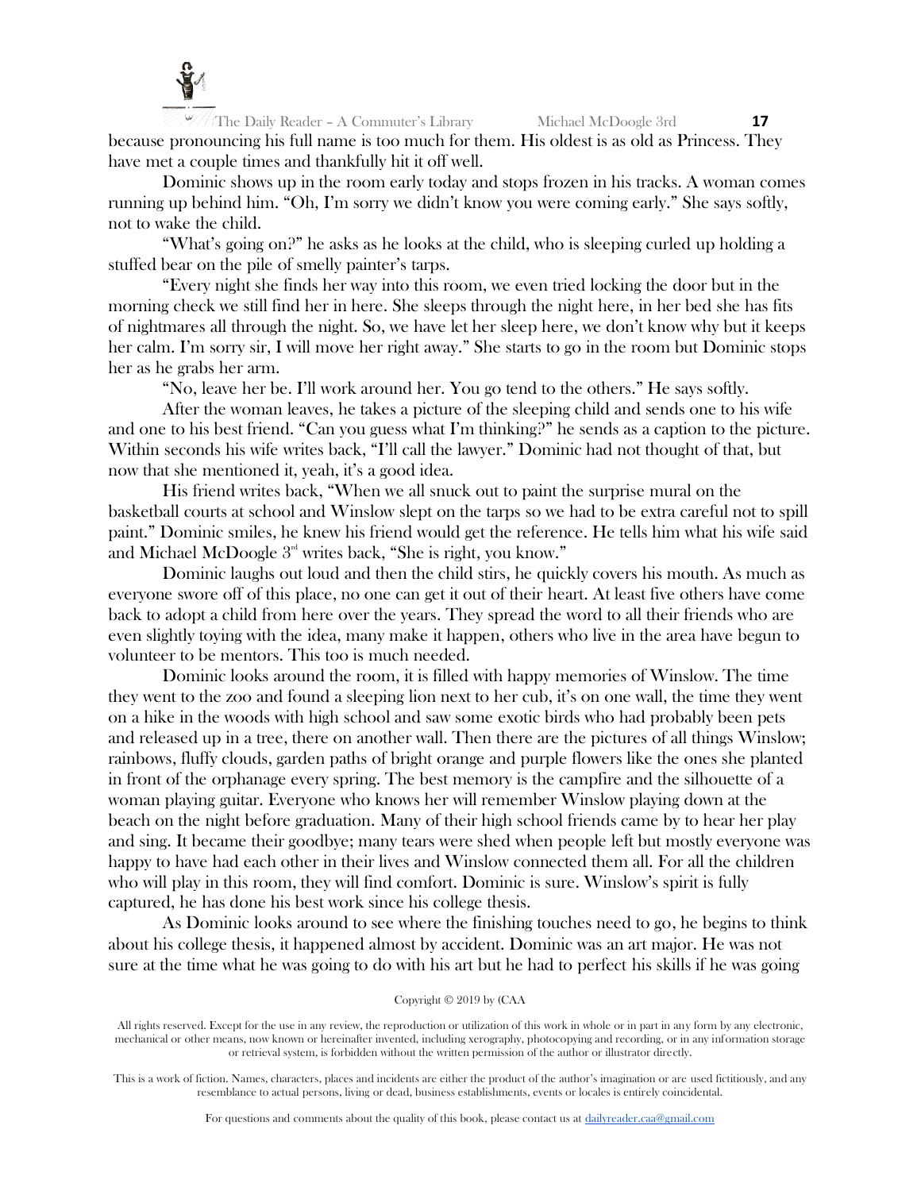because pronouncing his full name is too much for them. His oldest is as old as Princess. They have met a couple times and thankfully hit it off well.

Dominic shows up in the room early today and stops frozen in his tracks. A woman comes running up behind him. "Oh, I'm sorry we didn't know you were coming early." She says softly, not to wake the child.

"What's going on?" he asks as he looks at the child, who is sleeping curled up holding a stuffed bear on the pile of smelly painter's tarps.

"Every night she finds her way into this room, we even tried locking the door but in the morning check we still find her in here. She sleeps through the night here, in her bed she has fits of nightmares all through the night. So, we have let her sleep here, we don't know why but it keeps her calm. I'm sorry sir, I will move her right away." She starts to go in the room but Dominic stops her as he grabs her arm.

"No, leave her be. I'll work around her. You go tend to the others." He says softly.

After the woman leaves, he takes a picture of the sleeping child and sends one to his wife and one to his best friend. "Can you guess what I'm thinking?" he sends as a caption to the picture. Within seconds his wife writes back, "I'll call the lawyer." Dominic had not thought of that, but now that she mentioned it, yeah, it's a good idea.

His friend writes back, "When we all snuck out to paint the surprise mural on the basketball courts at school and Winslow slept on the tarps so we had to be extra careful not to spill paint." Dominic smiles, he knew his friend would get the reference. He tells him what his wife said and Michael McDoogle 3rd writes back, "She is right, you know."

Dominic laughs out loud and then the child stirs, he quickly covers his mouth. As much as everyone swore off of this place, no one can get it out of their heart. At least five others have come back to adopt a child from here over the years. They spread the word to all their friends who are even slightly toying with the idea, many make it happen, others who live in the area have begun to volunteer to be mentors. This too is much needed.

Dominic looks around the room, it is filled with happy memories of Winslow. The time they went to the zoo and found a sleeping lion next to her cub, it's on one wall, the time they went on a hike in the woods with high school and saw some exotic birds who had probably been pets and released up in a tree, there on another wall. Then there are the pictures of all things Winslow; rainbows, fluffy clouds, garden paths of bright orange and purple flowers like the ones she planted in front of the orphanage every spring. The best memory is the campfire and the silhouette of a woman playing guitar. Everyone who knows her will remember Winslow playing down at the beach on the night before graduation. Many of their high school friends came by to hear her play and sing. It became their goodbye; many tears were shed when people left but mostly everyone was happy to have had each other in their lives and Winslow connected them all. For all the children who will play in this room, they will find comfort. Dominic is sure. Winslow's spirit is fully captured, he has done his best work since his college thesis.

As Dominic looks around to see where the finishing touches need to go, he begins to think about his college thesis, it happened almost by accident. Dominic was an art major. He was not sure at the time what he was going to do with his art but he had to perfect his skills if he was going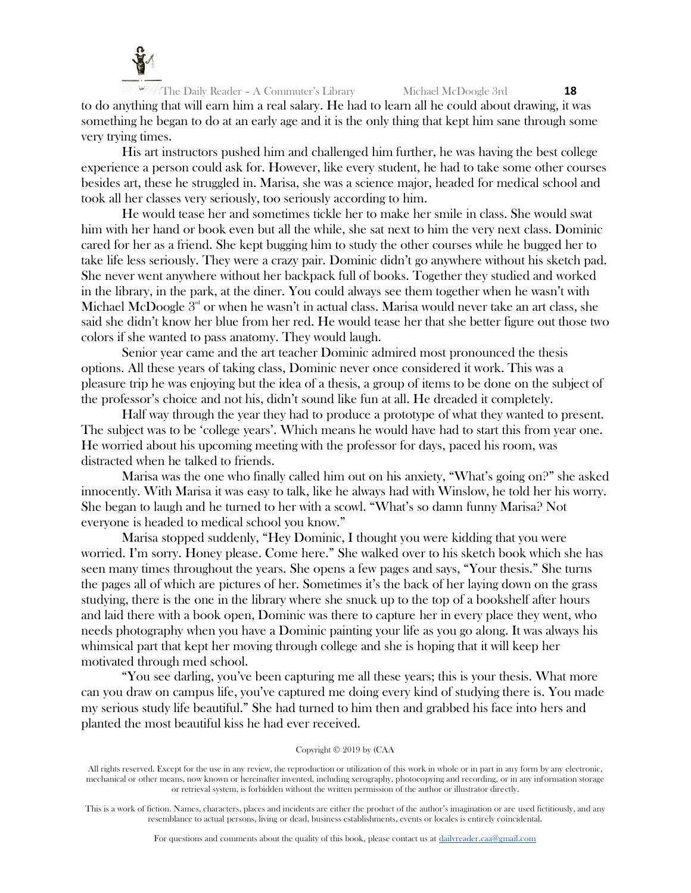to do anything that will earn him a real salary. He had to learn all he could about drawing, it was something he began to do at an early age and it is the only thing that kept him sane through some very trying times.

His art instructors pushed him and challenged him further, he was having the best college experience a person could ask for. However, like every student, he had to take some other courses besides art, these he struggled in. Marisa, she was a science major, headed for medical school and took all her classes very seriously, too seriously according to him.

He would tease her and sometimes tickle her to make her smile in class. She would swat him with her hand or book even but all the while, she sat next to him the very next class. Dominic cared for her as a friend. She kept bugging him to study the other courses while he bugged her to take life less seriously. They were a crazy pair. Dominic didn't go anywhere without his sketch pad. She never went anywhere without her backpack full of books. Together they studied and worked in the library, in the park, at the diner. You could always see them together when he wasn't with Michael McDoogle 3rd or when he wasn't in actual class. Marisa would never take an art class, she said she didn't know her blue from her red. He would tease her that she better figure out those two colors if she wanted to pass anatomy. They would laugh.

Senior year came and the art teacher Dominic admired most pronounced the thesis options. All these years of taking class, Dominic never once considered it work. This was a pleasure trip he was enjoying but the idea of a thesis, a group of items to be done on the subject of the professor's choice and not his, didn't sound like fun at all. He dreaded it completely.

Half way through the year they had to produce a prototype of what they wanted to present. The subject was to be 'college years'. Which means he would have had to start this from year one. He worried about his upcoming meeting with the professor for days, paced his room, was distracted when he talked to friends.

Marisa was the one who finally called him out on his anxiety, "What's going on?" she asked innocently. With Marisa it was easy to talk, like he always had with Winslow, he told her his worry. She began to laugh and he turned to her with a scowl. "What's so damn funny Marisa? Not everyone is headed to medical school you know."

Marisa stopped suddenly, "Hey Dominic, I thought you were kidding that you were worried. I'm sorry. Honey please. Come here." She walked over to his sketch book which she has seen many times throughout the years. She opens a few pages and says, "Your thesis." She turns the pages all of which are pictures of her. Sometimes it's the back of her laying down on the grass studying, there is the one in the library where she snuck up to the top of a bookshelf after hours and laid there with a book open, Dominic was there to capture her in every place they went, who needs photography when you have a Dominic painting your life as you go along. It was always his whimsical part that kept her moving through college and she is hoping that it will keep her motivated through med school.

"You see darling, you've been capturing me all these years; this is your thesis. What more can you draw on campus life, you've captured me doing every kind of studying there is. You made my serious study life beautiful." She had turned to him then and grabbed his face into hers and planted the most beautiful kiss he had ever received.

Copyright © 2019 by (CAA

All rights reserved. Except for the use in any review, the reproduction or utilization of this work in whole or in part in any form by any electronic, mechanical or other means, now known or hereinafter invented, including xerography, photocopying and recording, or in any information storage or retrieval system, is forbidden without the written permission of the author or illustrator directly.

This is a work of fiction. Names, characters, places and incidents are either the product of the author's imagination or are used fictitiously, and any resemblance to actual persons, living or dead, business establishments, events or locales is entirely coincidental.

For questions and comments about the quality of this book, please contact us at dailyreader.caa@gmail.com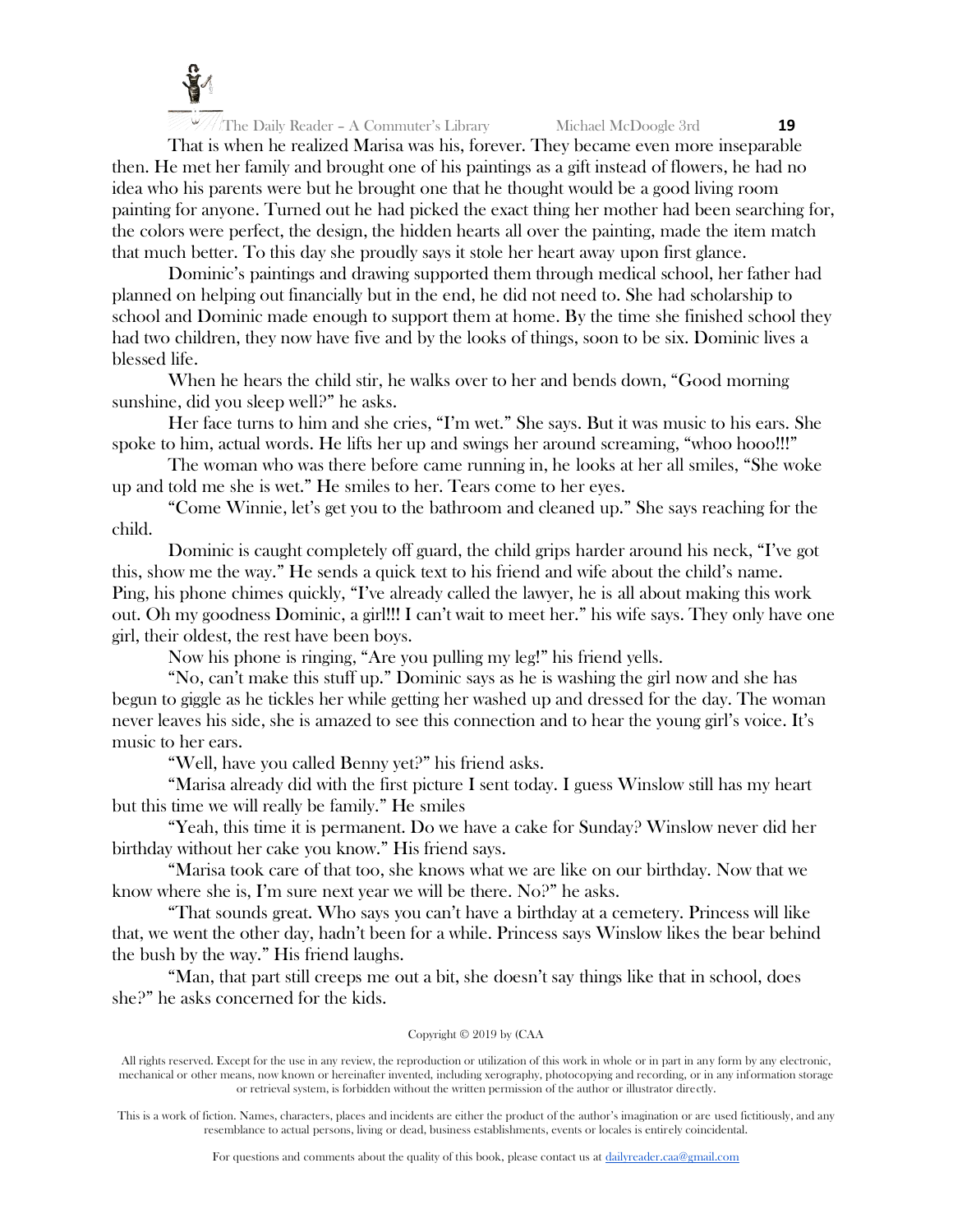That is when he realized Marisa was his, forever. They became even more inseparable then. He met her family and brought one of his paintings as a gift instead of flowers, he had no idea who his parents were but he brought one that he thought would be a good living room painting for anyone. Turned out he had picked the exact thing her mother had been searching for, the colors were perfect, the design, the hidden hearts all over the painting, made the item match that much better. To this day she proudly says it stole her heart away upon first glance.

Dominic's paintings and drawing supported them through medical school, her father had planned on helping out financially but in the end, he did not need to. She had scholarship to school and Dominic made enough to support them at home. By the time she finished school they had two children, they now have five and by the looks of things, soon to be six. Dominic lives a blessed life.

When he hears the child stir, he walks over to her and bends down, "Good morning sunshine, did you sleep well?" he asks.

Her face turns to him and she cries, "I'm wet." She says. But it was music to his ears. She spoke to him, actual words. He lifts her up and swings her around screaming, "whoo hooo!!!"

The woman who was there before came running in, he looks at her all smiles, "She woke up and told me she is wet." He smiles to her. Tears come to her eyes.

"Come Winnie, let's get you to the bathroom and cleaned up." She says reaching for the child.

Dominic is caught completely off guard, the child grips harder around his neck, "I've got this, show me the way." He sends a quick text to his friend and wife about the child's name. Ping, his phone chimes quickly, "I've already called the lawyer, he is all about making this work out. Oh my goodness Dominic, a girl!!! I can't wait to meet her." his wife says. They only have one girl, their oldest, the rest have been boys.

Now his phone is ringing, "Are you pulling my leg!" his friend yells.

"No, can't make this stuff up." Dominic says as he is washing the girl now and she has begun to giggle as he tickles her while getting her washed up and dressed for the day. The woman never leaves his side, she is amazed to see this connection and to hear the young girl's voice. It's music to her ears.

"Well, have you called Benny yet?" his friend asks.

"Marisa already did with the first picture I sent today. I guess Winslow still has my heart but this time we will really be family." He smiles

"Yeah, this time it is permanent. Do we have a cake for Sunday? Winslow never did her birthday without her cake you know." His friend says.

"Marisa took care of that too, she knows what we are like on our birthday. Now that we know where she is, I'm sure next year we will be there. No?" he asks.

"That sounds great. Who says you can't have a birthday at a cemetery. Princess will like that, we went the other day, hadn't been for a while. Princess says Winslow likes the bear behind the bush by the way." His friend laughs.

"Man, that part still creeps me out a bit, she doesn't say things like that in school, does she?" he asks concerned for the kids.

Copyright © 2019 by (CAA

All rights reserved. Except for the use in any review, the reproduction or utilization of this work in whole or in part in any form by any electronic, mechanical or other means, now known or hereinafter invented, including xerography, photocopying and recording, or in any information storage or retrieval system, is forbidden without the written permission of the author or illustrator directly.

This is a work of fiction. Names, characters, places and incidents are either the product of the author's imagination or are used fictitiously, and any resemblance to actual persons, living or dead, business establishments, events or locales is entirely coincidental.

For questions and comments about the quality of this book, please contact us at dailyreader.caa@gmail.com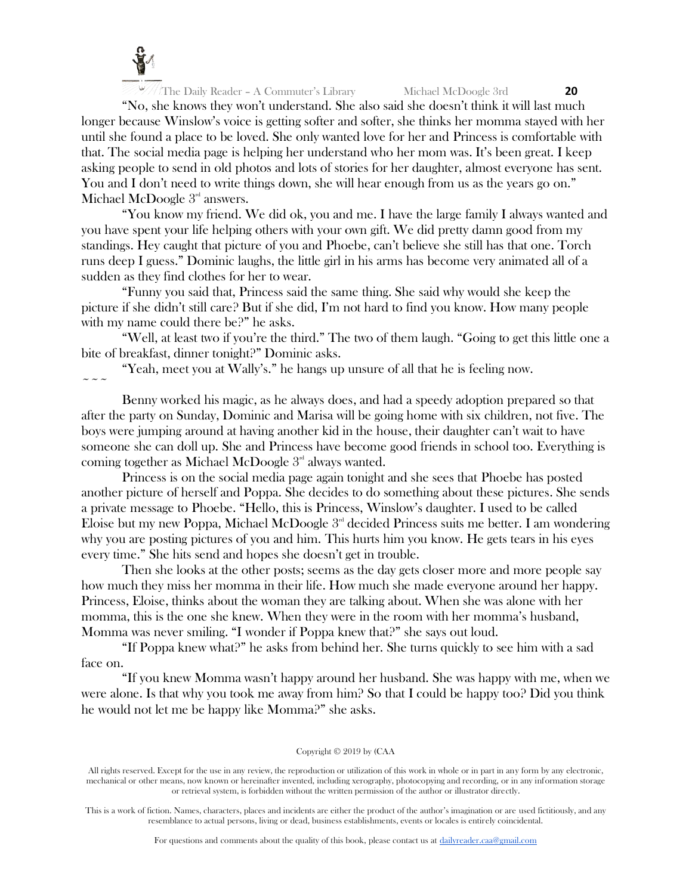"No, she knows they won't understand. She also said she doesn't think it will last much longer because Winslow's voice is getting softer and softer, she thinks her momma stayed with her until she found a place to be loved. She only wanted love for her and Princess is comfortable with that. The social media page is helping her understand who her mom was. It's been great. I keep asking people to send in old photos and lots of stories for her daughter, almost everyone has sent. You and I don't need to write things down, she will hear enough from us as the years go on." Michael McDoogle 3rd answers.

"You know my friend. We did ok, you and me. I have the large family I always wanted and you have spent your life helping others with your own gift. We did pretty damn good from my standings. Hey caught that picture of you and Phoebe, can't believe she still has that one. Torch runs deep I guess." Dominic laughs, the little girl in his arms has become very animated all of a sudden as they find clothes for her to wear.

"Funny you said that, Princess said the same thing. She said why would she keep the picture if she didn't still care? But if she did, I'm not hard to find you know. How many people with my name could there be?" he asks.

"Well, at least two if you're the third." The two of them laugh. "Going to get this little one a bite of breakfast, dinner tonight?" Dominic asks.

"Yeah, meet you at Wally's." he hangs up unsure of all that he is feeling now.

~ ~ ~

Benny worked his magic, as he always does, and had a speedy adoption prepared so that after the party on Sunday, Dominic and Marisa will be going home with six children, not five. The boys were jumping around at having another kid in the house, their daughter can't wait to have someone she can doll up. She and Princess have become good friends in school too. Everything is coming together as Michael McDoogle 3rd always wanted.

Princess is on the social media page again tonight and she sees that Phoebe has posted another picture of herself and Poppa. She decides to do something about these pictures. She sends a private message to Phoebe. "Hello, this is Princess, Winslow's daughter. I used to be called Eloise but my new Poppa, Michael McDoogle 3rd decided Princess suits me better. I am wondering why you are posting pictures of you and him. This hurts him you know. He gets tears in his eyes every time." She hits send and hopes she doesn't get in trouble.

Then she looks at the other posts; seems as the day gets closer more and more people say how much they miss her momma in their life. How much she made everyone around her happy. Princess, Eloise, thinks about the woman they are talking about. When she was alone with her momma, this is the one she knew. When they were in the room with her momma's husband, Momma was never smiling. "I wonder if Poppa knew that?" she says out loud.

"If Poppa knew what?" he asks from behind her. She turns quickly to see him with a sad face on.

"If you knew Momma wasn't happy around her husband. She was happy with me, when we were alone. Is that why you took me away from him? So that I could be happy too? Did you think he would not let me be happy like Momma?" she asks.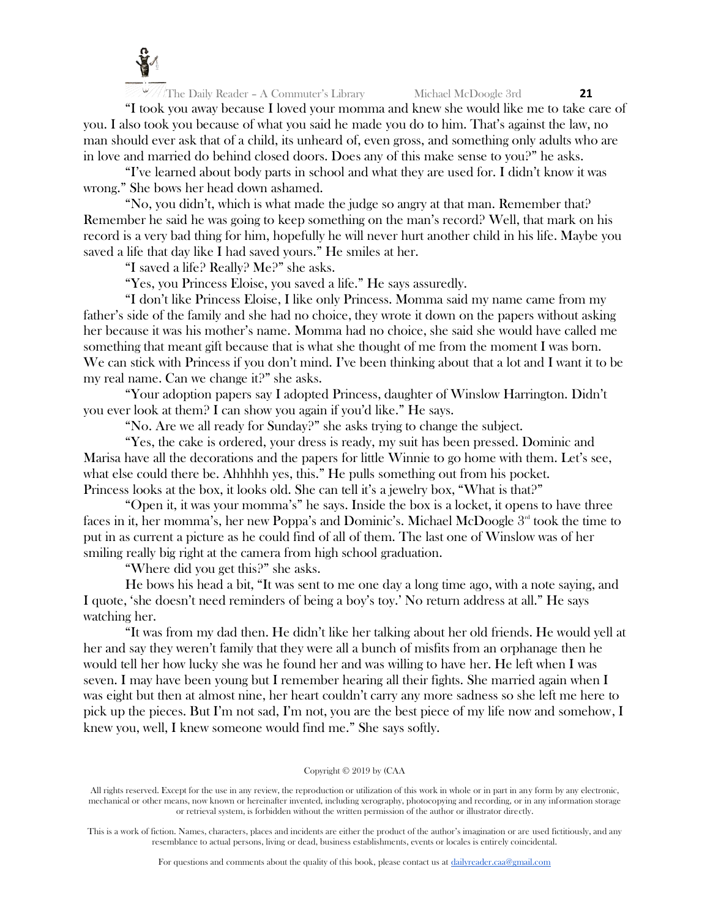"I took you away because I loved your momma and knew she would like me to take care of you. I also took you because of what you said he made you do to him. That's against the law, no man should ever ask that of a child, its unheard of, even gross, and something only adults who are in love and married do behind closed doors. Does any of this make sense to you?" he asks.

"I've learned about body parts in school and what they are used for. I didn't know it was wrong." She bows her head down ashamed.

"No, you didn't, which is what made the judge so angry at that man. Remember that? Remember he said he was going to keep something on the man's record? Well, that mark on his record is a very bad thing for him, hopefully he will never hurt another child in his life. Maybe you saved a life that day like I had saved yours." He smiles at her.

"I saved a life? Really? Me?" she asks.

"Yes, you Princess Eloise, you saved a life." He says assuredly.

"I don't like Princess Eloise, I like only Princess. Momma said my name came from my father's side of the family and she had no choice, they wrote it down on the papers without asking her because it was his mother's name. Momma had no choice, she said she would have called me something that meant gift because that is what she thought of me from the moment I was born. We can stick with Princess if you don't mind. I've been thinking about that a lot and I want it to be my real name. Can we change it?" she asks.

"Your adoption papers say I adopted Princess, daughter of Winslow Harrington. Didn't you ever look at them? I can show you again if you'd like." He says.

"No. Are we all ready for Sunday?" she asks trying to change the subject.

"Yes, the cake is ordered, your dress is ready, my suit has been pressed. Dominic and Marisa have all the decorations and the papers for little Winnie to go home with them. Let's see, what else could there be. Ahhhhh yes, this." He pulls something out from his pocket.
Princess looks at the box, it looks old. She can tell it's a jewelry box, "What is that?"

"Open it, it was your momma's" he says. Inside the box is a locket, it opens to have three faces in it, her momma's, her new Poppa's and Dominic's. Michael McDoogle 3rd took the time to put in as current a picture as he could find of all of them. The last one of Winslow was of her smiling really big right at the camera from high school graduation.

"Where did you get this?" she asks.

He bows his head a bit, "It was sent to me one day a long time ago, with a note saying, and I quote, 'she doesn't need reminders of being a boy's toy.' No return address at all." He says watching her.

"It was from my dad then. He didn't like her talking about her old friends. He would yell at her and say they weren't family that they were all a bunch of misfits from an orphanage then he would tell her how lucky she was he found her and was willing to have her. He left when I was seven. I may have been young but I remember hearing all their fights. She married again when I was eight but then at almost nine, her heart couldn't carry any more sadness so she left me here to pick up the pieces. But I'm not sad, I'm not, you are the best piece of my life now and somehow, I knew you, well, I knew someone would find me." She says softly.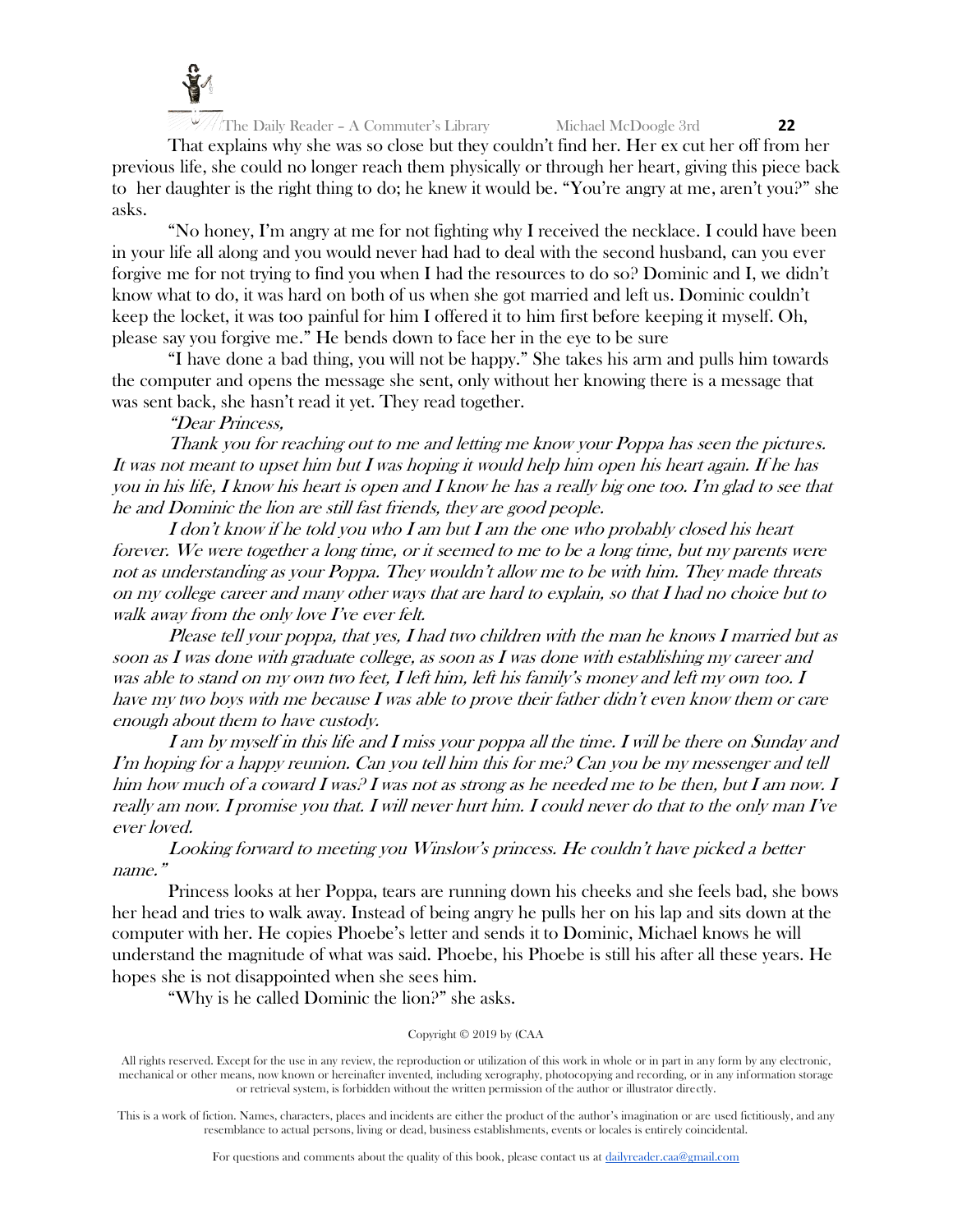That explains why she was so close but they couldn't find her. Her ex cut her off from her previous life, she could no longer reach them physically or through her heart, giving this piece back to her daughter is the right thing to do; he knew it would be. "You're angry at me, aren't you?" she asks.

"No honey, I'm angry at me for not fighting why I received the necklace. I could have been in your life all along and you would never had had to deal with the second husband, can you ever forgive me for not trying to find you when I had the resources to do so? Dominic and I, we didn't know what to do, it was hard on both of us when she got married and left us. Dominic couldn't keep the locket, it was too painful for him I offered it to him first before keeping it myself. Oh, please say you forgive me." He bends down to face her in the eye to be sure

"I have done a bad thing, you will not be happy." She takes his arm and pulls him towards the computer and opens the message she sent, only without her knowing there is a message that was sent back, she hasn't read it yet. They read together.

*"Dear Princess,*

*Thank you for reaching out to me and letting me know your Poppa has seen the pictures. It was not meant to upset him but I was hoping it would help him open his heart again. If he has you in his life, I know his heart is open and I know he has a really big one too. I'm glad to see that he and Dominic the lion are still fast friends, they are good people.*

*I don't know if he told you who I am but I am the one who probably closed his heart forever. We were together a long time, or it seemed to me to be a long time, but my parents were not as understanding as your Poppa. They wouldn't allow me to be with him. They made threats on my college career and many other ways that are hard to explain, so that I had no choice but to walk away from the only love I've ever felt.*

*Please tell your poppa, that yes, I had two children with the man he knows I married but as soon as I was done with graduate college, as soon as I was done with establishing my career and was able to stand on my own two feet, I left him, left his family's money and left my own too. I have my two boys with me because I was able to prove their father didn't even know them or care enough about them to have custody.*

*I am by myself in this life and I miss your poppa all the time. I will be there on Sunday and I'm hoping for a happy reunion. Can you tell him this for me? Can you be my messenger and tell him how much of a coward I was? I was not as strong as he needed me to be then, but I am now. I really am now. I promise you that. I will never hurt him. I could never do that to the only man I've ever loved.*

*Looking forward to meeting you Winslow's princess. He couldn't have picked a better name."*

Princess looks at her Poppa, tears are running down his cheeks and she feels bad, she bows her head and tries to walk away. Instead of being angry he pulls her on his lap and sits down at the computer with her. He copies Phoebe's letter and sends it to Dominic, Michael knows he will understand the magnitude of what was said. Phoebe, his Phoebe is still his after all these years. He hopes she is not disappointed when she sees him.

"Why is he called Dominic the lion?" she asks.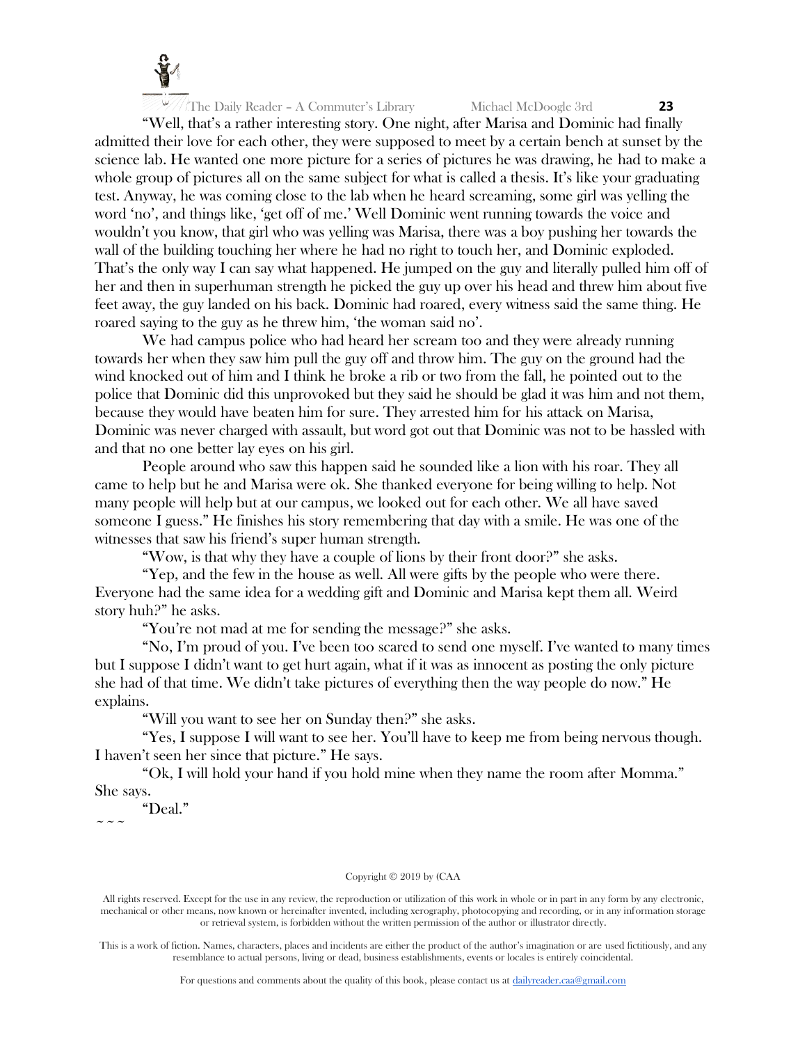"Well, that's a rather interesting story. One night, after Marisa and Dominic had finally admitted their love for each other, they were supposed to meet by a certain bench at sunset by the science lab. He wanted one more picture for a series of pictures he was drawing, he had to make a whole group of pictures all on the same subject for what is called a thesis. It's like your graduating test. Anyway, he was coming close to the lab when he heard screaming, some girl was yelling the word 'no', and things like, 'get off of me.' Well Dominic went running towards the voice and wouldn't you know, that girl who was yelling was Marisa, there was a boy pushing her towards the wall of the building touching her where he had no right to touch her, and Dominic exploded. That's the only way I can say what happened. He jumped on the guy and literally pulled him off of her and then in superhuman strength he picked the guy up over his head and threw him about five feet away, the guy landed on his back. Dominic had roared, every witness said the same thing. He roared saying to the guy as he threw him, 'the woman said no'.

We had campus police who had heard her scream too and they were already running towards her when they saw him pull the guy off and throw him. The guy on the ground had the wind knocked out of him and I think he broke a rib or two from the fall, he pointed out to the police that Dominic did this unprovoked but they said he should be glad it was him and not them, because they would have beaten him for sure. They arrested him for his attack on Marisa, Dominic was never charged with assault, but word got out that Dominic was not to be hassled with and that no one better lay eyes on his girl.

People around who saw this happen said he sounded like a lion with his roar. They all came to help but he and Marisa were ok. She thanked everyone for being willing to help. Not many people will help but at our campus, we looked out for each other. We all have saved someone I guess." He finishes his story remembering that day with a smile. He was one of the witnesses that saw his friend's super human strength.

"Wow, is that why they have a couple of lions by their front door?" she asks.

"Yep, and the few in the house as well. All were gifts by the people who were there. Everyone had the same idea for a wedding gift and Dominic and Marisa kept them all. Weird story huh?" he asks.

"You're not mad at me for sending the message?" she asks.

"No, I'm proud of you. I've been too scared to send one myself. I've wanted to many times but I suppose I didn't want to get hurt again, what if it was as innocent as posting the only picture she had of that time. We didn't take pictures of everything then the way people do now." He explains.

"Will you want to see her on Sunday then?" she asks.

"Yes, I suppose I will want to see her. You'll have to keep me from being nervous though. I haven't seen her since that picture." He says.

"Ok, I will hold your hand if you hold mine when they name the room after Momma." She says.

"Deal."

~ ~ ~

Copyright © 2019 by (CAA

All rights reserved. Except for the use in any review, the reproduction or utilization of this work in whole or in part in any form by any electronic, mechanical or other means, now known or hereinafter invented, including xerography, photocopying and recording, or in any information storage or retrieval system, is forbidden without the written permission of the author or illustrator directly.

This is a work of fiction. Names, characters, places and incidents are either the product of the author's imagination or are used fictitiously, and any resemblance to actual persons, living or dead, business establishments, events or locales is entirely coincidental.

For questions and comments about the quality of this book, please contact us at dailyreader.caa@gmail.com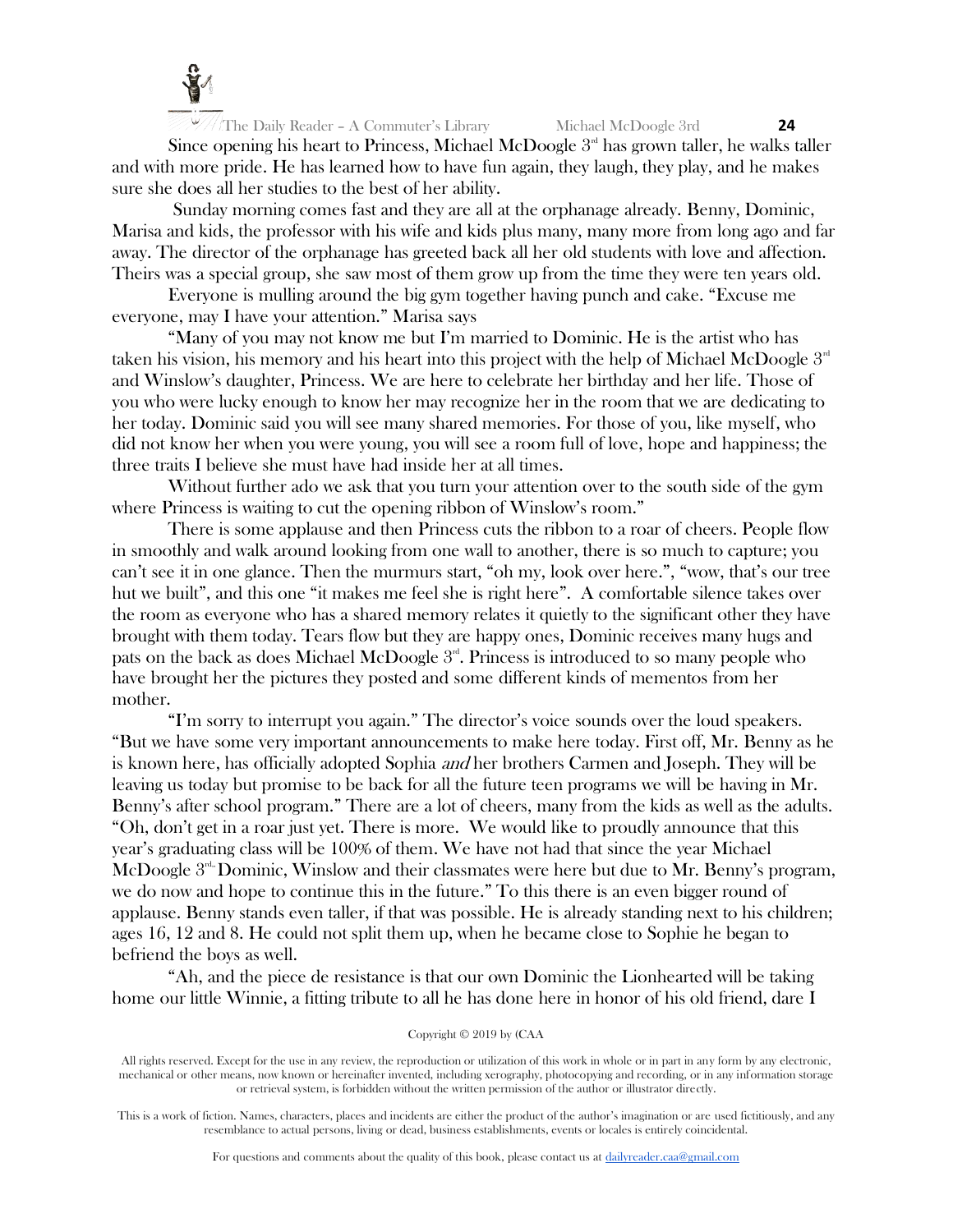Since opening his heart to Princess, Michael McDoogle 3rd has grown taller, he walks taller and with more pride. He has learned how to have fun again, they laugh, they play, and he makes sure she does all her studies to the best of her ability.

Sunday morning comes fast and they are all at the orphanage already. Benny, Dominic, Marisa and kids, the professor with his wife and kids plus many, many more from long ago and far away. The director of the orphanage has greeted back all her old students with love and affection. Theirs was a special group, she saw most of them grow up from the time they were ten years old.

Everyone is mulling around the big gym together having punch and cake. "Excuse me everyone, may I have your attention." Marisa says

"Many of you may not know me but I'm married to Dominic. He is the artist who has taken his vision, his memory and his heart into this project with the help of Michael McDoogle 3rd and Winslow's daughter, Princess. We are here to celebrate her birthday and her life. Those of you who were lucky enough to know her may recognize her in the room that we are dedicating to her today. Dominic said you will see many shared memories. For those of you, like myself, who did not know her when you were young, you will see a room full of love, hope and happiness; the three traits I believe she must have had inside her at all times.

Without further ado we ask that you turn your attention over to the south side of the gym where Princess is waiting to cut the opening ribbon of Winslow's room."

There is some applause and then Princess cuts the ribbon to a roar of cheers. People flow in smoothly and walk around looking from one wall to another, there is so much to capture; you can't see it in one glance. Then the murmurs start, "oh my, look over here.", "wow, that's our tree hut we built", and this one "it makes me feel she is right here". A comfortable silence takes over the room as everyone who has a shared memory relates it quietly to the significant other they have brought with them today. Tears flow but they are happy ones, Dominic receives many hugs and pats on the back as does Michael McDoogle 3rd. Princess is introduced to so many people who have brought her the pictures they posted and some different kinds of mementos from her mother.

"I'm sorry to interrupt you again." The director's voice sounds over the loud speakers. "But we have some very important announcements to make here today. First off, Mr. Benny as he is known here, has officially adopted Sophia *and* her brothers Carmen and Joseph. They will be leaving us today but promise to be back for all the future teen programs we will be having in Mr. Benny's after school program." There are a lot of cheers, many from the kids as well as the adults. "Oh, don't get in a roar just yet. There is more. We would like to proudly announce that this year's graduating class will be 100% of them. We have not had that since the year Michael McDoogle 3rd, Dominic, Winslow and their classmates were here but due to Mr. Benny's program, we do now and hope to continue this in the future." To this there is an even bigger round of applause. Benny stands even taller, if that was possible. He is already standing next to his children; ages 16, 12 and 8. He could not split them up, when he became close to Sophie he began to befriend the boys as well.

"Ah, and the piece de resistance is that our own Dominic the Lionhearted will be taking home our little Winnie, a fitting tribute to all he has done here in honor of his old friend, dare I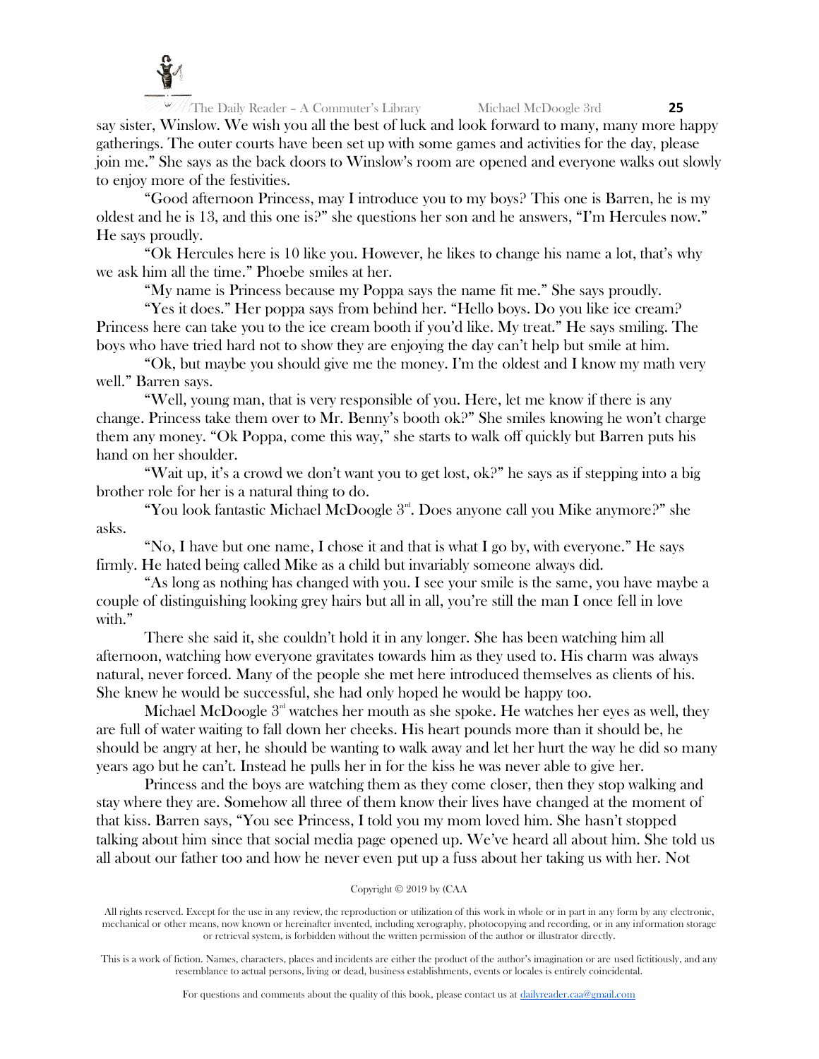say sister, Winslow. We wish you all the best of luck and look forward to many, many more happy gatherings. The outer courts have been set up with some games and activities for the day, please join me." She says as the back doors to Winslow's room are opened and everyone walks out slowly to enjoy more of the festivities.

"Good afternoon Princess, may I introduce you to my boys? This one is Barren, he is my oldest and he is 13, and this one is?" she questions her son and he answers, "I'm Hercules now." He says proudly.

"Ok Hercules here is 10 like you. However, he likes to change his name a lot, that's why we ask him all the time." Phoebe smiles at her.

"My name is Princess because my Poppa says the name fit me." She says proudly.

"Yes it does." Her poppa says from behind her. "Hello boys. Do you like ice cream? Princess here can take you to the ice cream booth if you'd like. My treat." He says smiling. The boys who have tried hard not to show they are enjoying the day can't help but smile at him.

"Ok, but maybe you should give me the money. I'm the oldest and I know my math very well." Barren says.

"Well, young man, that is very responsible of you. Here, let me know if there is any change. Princess take them over to Mr. Benny's booth ok?" She smiles knowing he won't charge them any money. "Ok Poppa, come this way," she starts to walk off quickly but Barren puts his hand on her shoulder.

"Wait up, it's a crowd we don't want you to get lost, ok?" he says as if stepping into a big brother role for her is a natural thing to do.

"You look fantastic Michael McDoogle 3rd. Does anyone call you Mike anymore?" she asks.

"No, I have but one name, I chose it and that is what I go by, with everyone." He says firmly. He hated being called Mike as a child but invariably someone always did.

"As long as nothing has changed with you. I see your smile is the same, you have maybe a couple of distinguishing looking grey hairs but all in all, you're still the man I once fell in love with."

There she said it, she couldn't hold it in any longer. She has been watching him all afternoon, watching how everyone gravitates towards him as they used to. His charm was always natural, never forced. Many of the people she met here introduced themselves as clients of his. She knew he would be successful, she had only hoped he would be happy too.

Michael McDoogle 3rd watches her mouth as she spoke. He watches her eyes as well, they are full of water waiting to fall down her cheeks. His heart pounds more than it should be, he should be angry at her, he should be wanting to walk away and let her hurt the way he did so many years ago but he can't. Instead he pulls her in for the kiss he was never able to give her.

Princess and the boys are watching them as they come closer, then they stop walking and stay where they are. Somehow all three of them know their lives have changed at the moment of that kiss. Barren says, "You see Princess, I told you my mom loved him. She hasn't stopped talking about him since that social media page opened up. We've heard all about him. She told us all about our father too and how he never even put up a fuss about her taking us with her. Not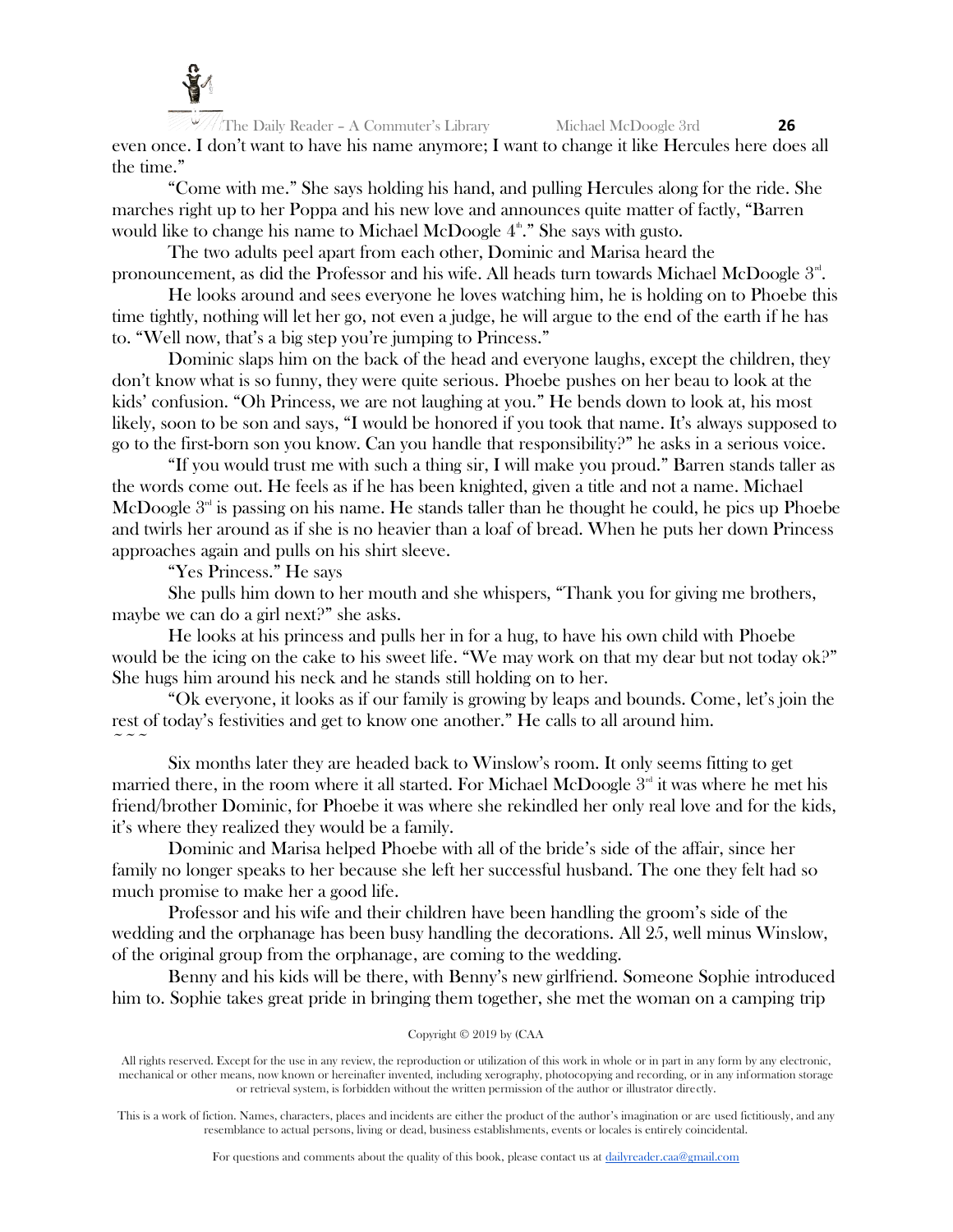even once. I don't want to have his name anymore; I want to change it like Hercules here does all the time."

"Come with me." She says holding his hand, and pulling Hercules along for the ride. She marches right up to her Poppa and his new love and announces quite matter of factly, "Barren would like to change his name to Michael McDoogle 4th." She says with gusto.

The two adults peel apart from each other, Dominic and Marisa heard the pronouncement, as did the Professor and his wife. All heads turn towards Michael McDoogle 3rd.

He looks around and sees everyone he loves watching him, he is holding on to Phoebe this time tightly, nothing will let her go, not even a judge, he will argue to the end of the earth if he has to. "Well now, that's a big step you're jumping to Princess."

Dominic slaps him on the back of the head and everyone laughs, except the children, they don't know what is so funny, they were quite serious. Phoebe pushes on her beau to look at the kids' confusion. "Oh Princess, we are not laughing at you." He bends down to look at, his most likely, soon to be son and says, "I would be honored if you took that name. It's always supposed to go to the first-born son you know. Can you handle that responsibility?" he asks in a serious voice.

"If you would trust me with such a thing sir, I will make you proud." Barren stands taller as the words come out. He feels as if he has been knighted, given a title and not a name. Michael McDoogle 3rd is passing on his name. He stands taller than he thought he could, he pics up Phoebe and twirls her around as if she is no heavier than a loaf of bread. When he puts her down Princess approaches again and pulls on his shirt sleeve.

"Yes Princess." He says

She pulls him down to her mouth and she whispers, "Thank you for giving me brothers, maybe we can do a girl next?" she asks.

He looks at his princess and pulls her in for a hug, to have his own child with Phoebe would be the icing on the cake to his sweet life. "We may work on that my dear but not today ok?" She hugs him around his neck and he stands still holding on to her.

"Ok everyone, it looks as if our family is growing by leaps and bounds. Come, let's join the rest of today's festivities and get to know one another." He calls to all around him.

~ ~ ~

Six months later they are headed back to Winslow's room. It only seems fitting to get married there, in the room where it all started. For Michael McDoogle 3rd it was where he met his friend/brother Dominic, for Phoebe it was where she rekindled her only real love and for the kids, it's where they realized they would be a family.

Dominic and Marisa helped Phoebe with all of the bride's side of the affair, since her family no longer speaks to her because she left her successful husband. The one they felt had so much promise to make her a good life.

Professor and his wife and their children have been handling the groom's side of the wedding and the orphanage has been busy handling the decorations. All 25, well minus Winslow, of the original group from the orphanage, are coming to the wedding.

Benny and his kids will be there, with Benny's new girlfriend. Someone Sophie introduced him to. Sophie takes great pride in bringing them together, she met the woman on a camping trip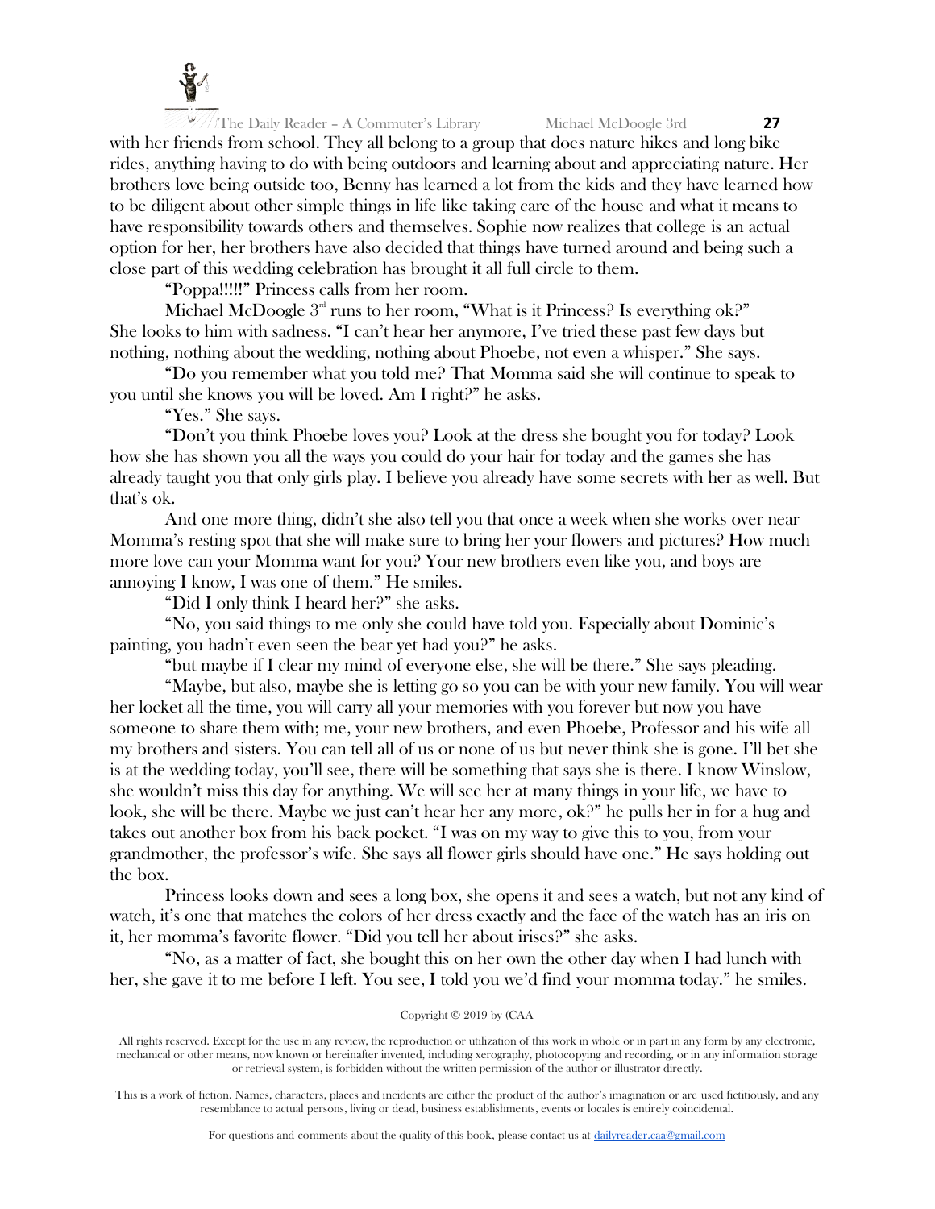with her friends from school. They all belong to a group that does nature hikes and long bike rides, anything having to do with being outdoors and learning about and appreciating nature. Her brothers love being outside too, Benny has learned a lot from the kids and they have learned how to be diligent about other simple things in life like taking care of the house and what it means to have responsibility towards others and themselves. Sophie now realizes that college is an actual option for her, her brothers have also decided that things have turned around and being such a close part of this wedding celebration has brought it all full circle to them.

"Poppa!!!!!" Princess calls from her room.

Michael McDoogle 3rd runs to her room, "What is it Princess? Is everything ok?" She looks to him with sadness. "I can't hear her anymore, I've tried these past few days but nothing, nothing about the wedding, nothing about Phoebe, not even a whisper." She says.

"Do you remember what you told me? That Momma said she will continue to speak to you until she knows you will be loved. Am I right?" he asks.

"Yes." She says.

"Don't you think Phoebe loves you? Look at the dress she bought you for today? Look how she has shown you all the ways you could do your hair for today and the games she has already taught you that only girls play. I believe you already have some secrets with her as well. But that's ok.

And one more thing, didn't she also tell you that once a week when she works over near Momma's resting spot that she will make sure to bring her your flowers and pictures? How much more love can your Momma want for you? Your new brothers even like you, and boys are annoying I know, I was one of them." He smiles.

"Did I only think I heard her?" she asks.

"No, you said things to me only she could have told you. Especially about Dominic's painting, you hadn't even seen the bear yet had you?" he asks.

"but maybe if I clear my mind of everyone else, she will be there." She says pleading.

"Maybe, but also, maybe she is letting go so you can be with your new family. You will wear her locket all the time, you will carry all your memories with you forever but now you have someone to share them with; me, your new brothers, and even Phoebe, Professor and his wife all my brothers and sisters. You can tell all of us or none of us but never think she is gone. I'll bet she is at the wedding today, you'll see, there will be something that says she is there. I know Winslow, she wouldn't miss this day for anything. We will see her at many things in your life, we have to look, she will be there. Maybe we just can't hear her any more, ok?" he pulls her in for a hug and takes out another box from his back pocket. "I was on my way to give this to you, from your grandmother, the professor's wife. She says all flower girls should have one." He says holding out the box.

Princess looks down and sees a long box, she opens it and sees a watch, but not any kind of watch, it's one that matches the colors of her dress exactly and the face of the watch has an iris on it, her momma's favorite flower. "Did you tell her about irises?" she asks.

"No, as a matter of fact, she bought this on her own the other day when I had lunch with her, she gave it to me before I left. You see, I told you we'd find your momma today." he smiles.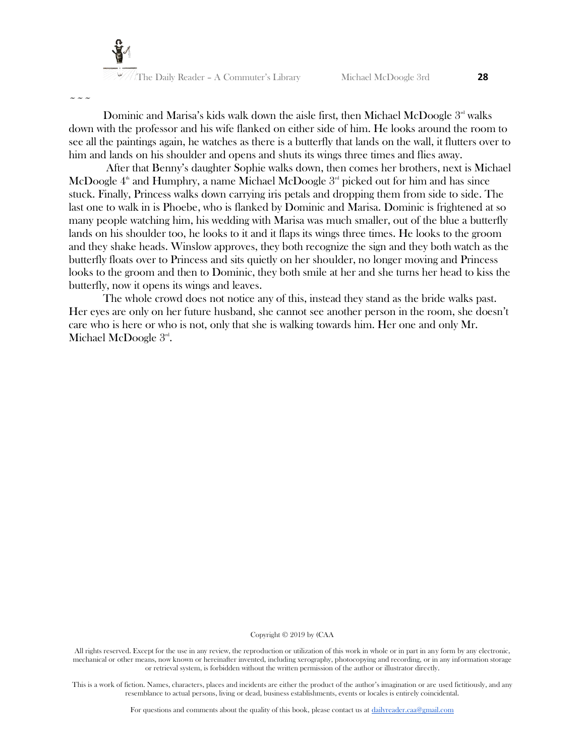~ ~ ~

Dominic and Marisa's kids walk down the aisle first, then Michael McDoogle 3rd walks down with the professor and his wife flanked on either side of him. He looks around the room to see all the paintings again, he watches as there is a butterfly that lands on the wall, it flutters over to him and lands on his shoulder and opens and shuts its wings three times and flies away.

After that Benny's daughter Sophie walks down, then comes her brothers, next is Michael McDoogle 4th and Humphry, a name Michael McDoogle 3rd picked out for him and has since stuck. Finally, Princess walks down carrying iris petals and dropping them from side to side. The last one to walk in is Phoebe, who is flanked by Dominic and Marisa. Dominic is frightened at so many people watching him, his wedding with Marisa was much smaller, out of the blue a butterfly lands on his shoulder too, he looks to it and it flaps its wings three times. He looks to the groom and they shake heads. Winslow approves, they both recognize the sign and they both watch as the butterfly floats over to Princess and sits quietly on her shoulder, no longer moving and Princess looks to the groom and then to Dominic, they both smile at her and she turns her head to kiss the butterfly, now it opens its wings and leaves.

The whole crowd does not notice any of this, instead they stand as the bride walks past. Her eyes are only on her future husband, she cannot see another person in the room, she doesn't care who is here or who is not, only that she is walking towards him. Her one and only Mr. Michael McDoogle 3rd.

Copyright © 2019 by (CAA

All rights reserved. Except for the use in any review, the reproduction or utilization of this work in whole or in part in any form by any electronic, mechanical or other means, now known or hereinafter invented, including xerography, photocopying and recording, or in any information storage or retrieval system, is forbidden without the written permission of the author or illustrator directly.

This is a work of fiction. Names, characters, places and incidents are either the product of the author's imagination or are used fictitiously, and any resemblance to actual persons, living or dead, business establishments, events or locales is entirely coincidental.

For questions and comments about the quality of this book, please contact us at dailyreader.caa@gmail.com